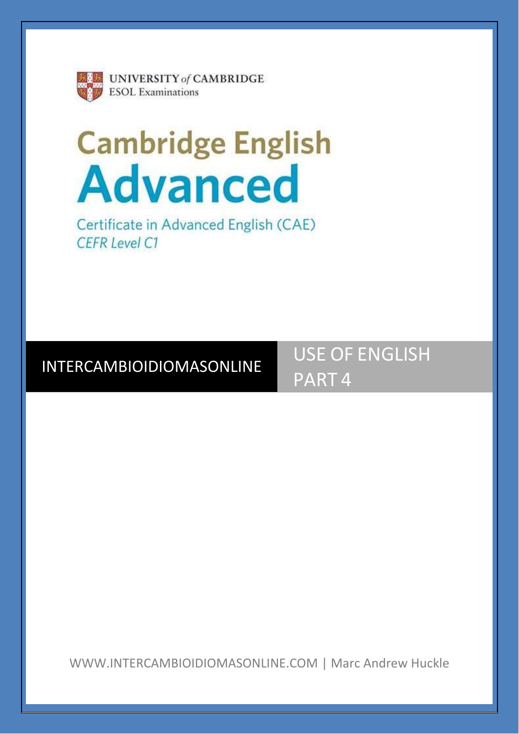UNIVERSITY *of* CAMBRIDGE
ESOL Examinations

# Cambridge English
# Advanced

Certificate in Advanced English (CAE)
*CEFR Level C1*

INTERCAMBIOIDIOMASONLINE

## USE OF ENGLISH PART 4

WWW.INTERCAMBIOIDIOMASONLINE.COM | Marc Andrew Huckle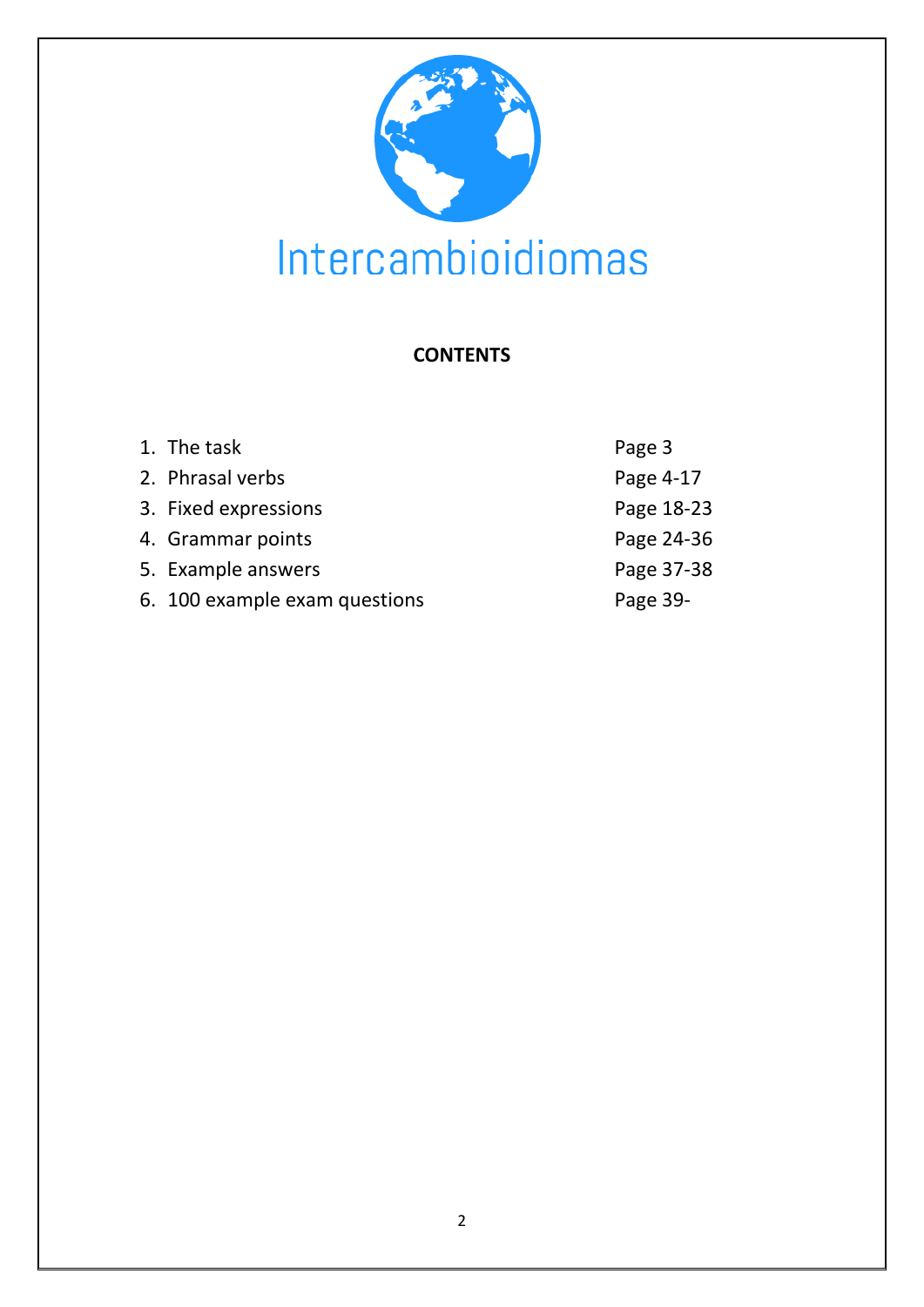Intercambioidiomas

## CONTENTS

| | |
|---|---|
| 1. The task | Page 3 |
| 2. Phrasal verbs | Page 4-17 |
| 3. Fixed expressions | Page 18-23 |
| 4. Grammar points | Page 24-36 |
| 5. Example answers | Page 37-38 |
| 6. 100 example exam questions | Page 39- |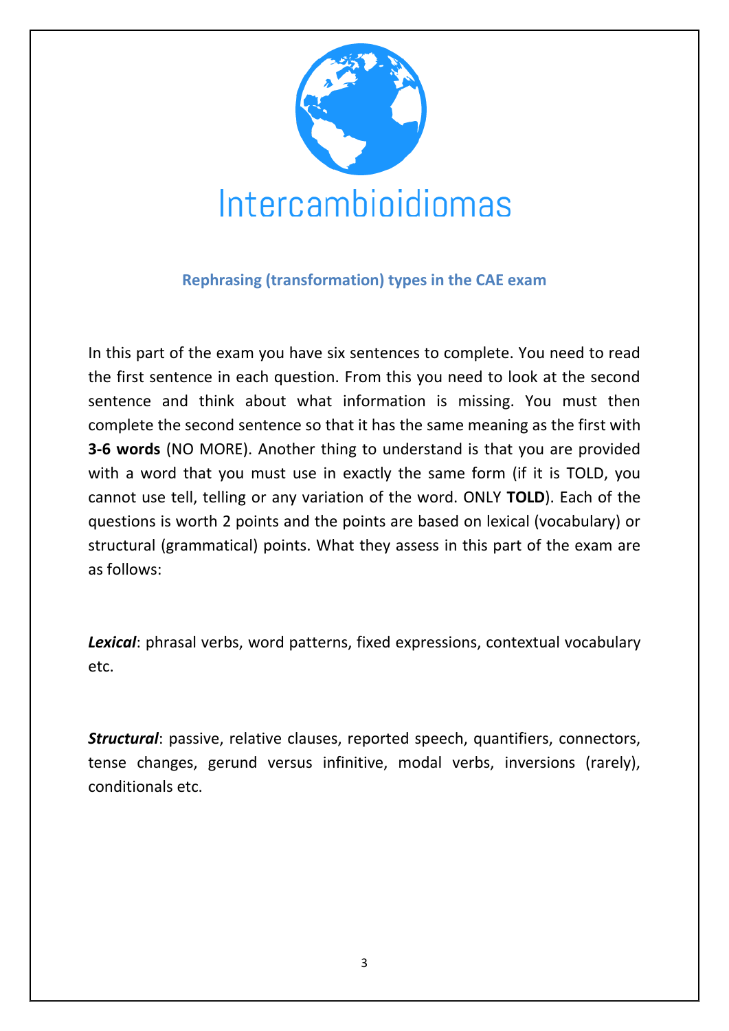Intercambioidiomas

## Rephrasing (transformation) types in the CAE exam

In this part of the exam you have six sentences to complete. You need to read the first sentence in each question. From this you need to look at the second sentence and think about what information is missing. You must then complete the second sentence so that it has the same meaning as the first with **3-6 words** (NO MORE). Another thing to understand is that you are provided with a word that you must use in exactly the same form (if it is TOLD, you cannot use tell, telling or any variation of the word. ONLY **TOLD**). Each of the questions is worth 2 points and the points are based on lexical (vocabulary) or structural (grammatical) points. What they assess in this part of the exam are as follows:

***Lexical***: phrasal verbs, word patterns, fixed expressions, contextual vocabulary etc.

***Structural***: passive, relative clauses, reported speech, quantifiers, connectors, tense changes, gerund versus infinitive, modal verbs, inversions (rarely), conditionals etc.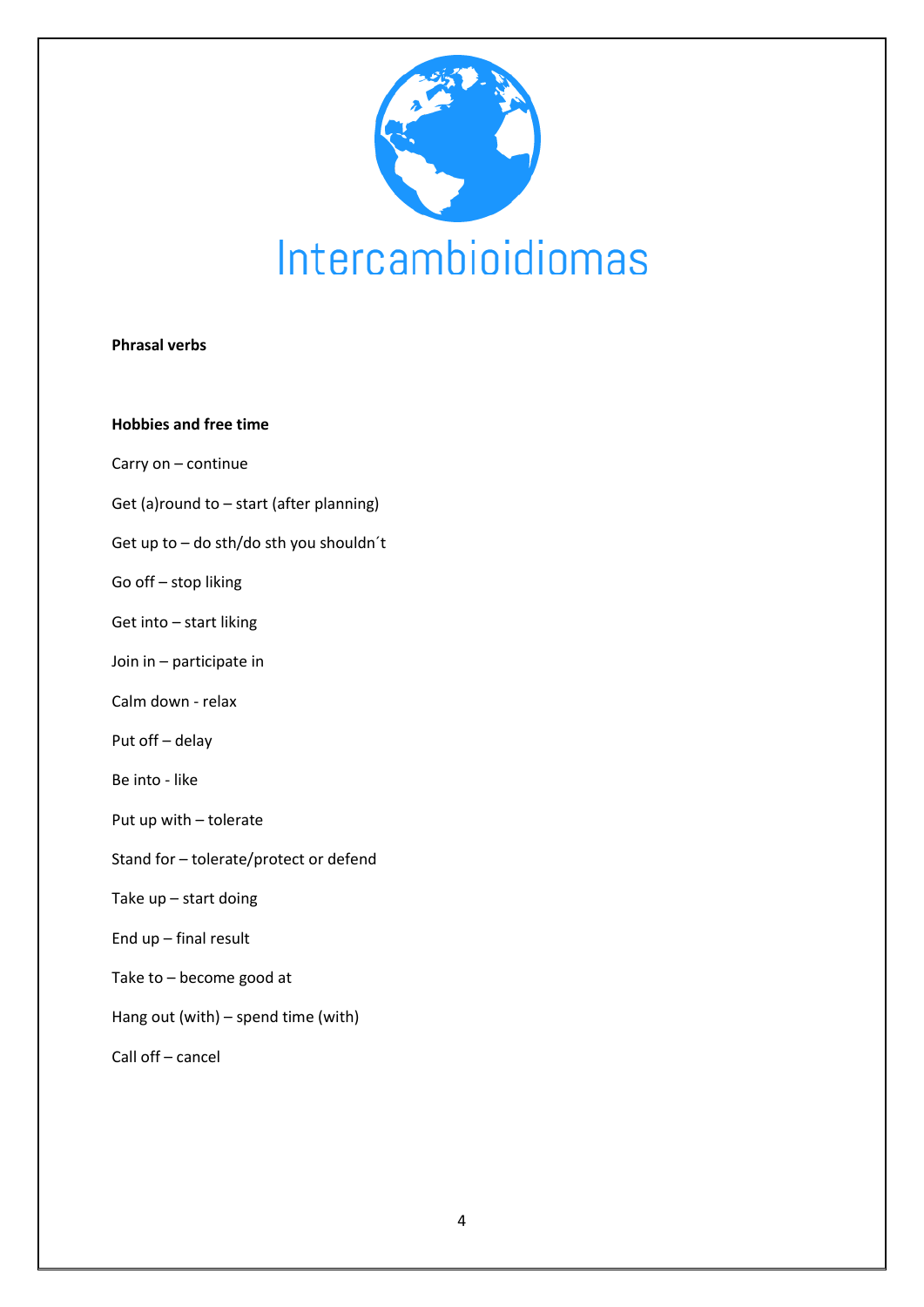Intercambioidiomas

**Phrasal verbs**

**Hobbies and free time**

Carry on – continue

Get (a)round to – start (after planning)

Get up to – do sth/do sth you shouldn´t

Go off – stop liking

Get into – start liking

Join in – participate in

Calm down - relax

Put off – delay

Be into - like

Put up with – tolerate

Stand for – tolerate/protect or defend

Take up – start doing

End up – final result

Take to – become good at

Hang out (with) – spend time (with)

Call off – cancel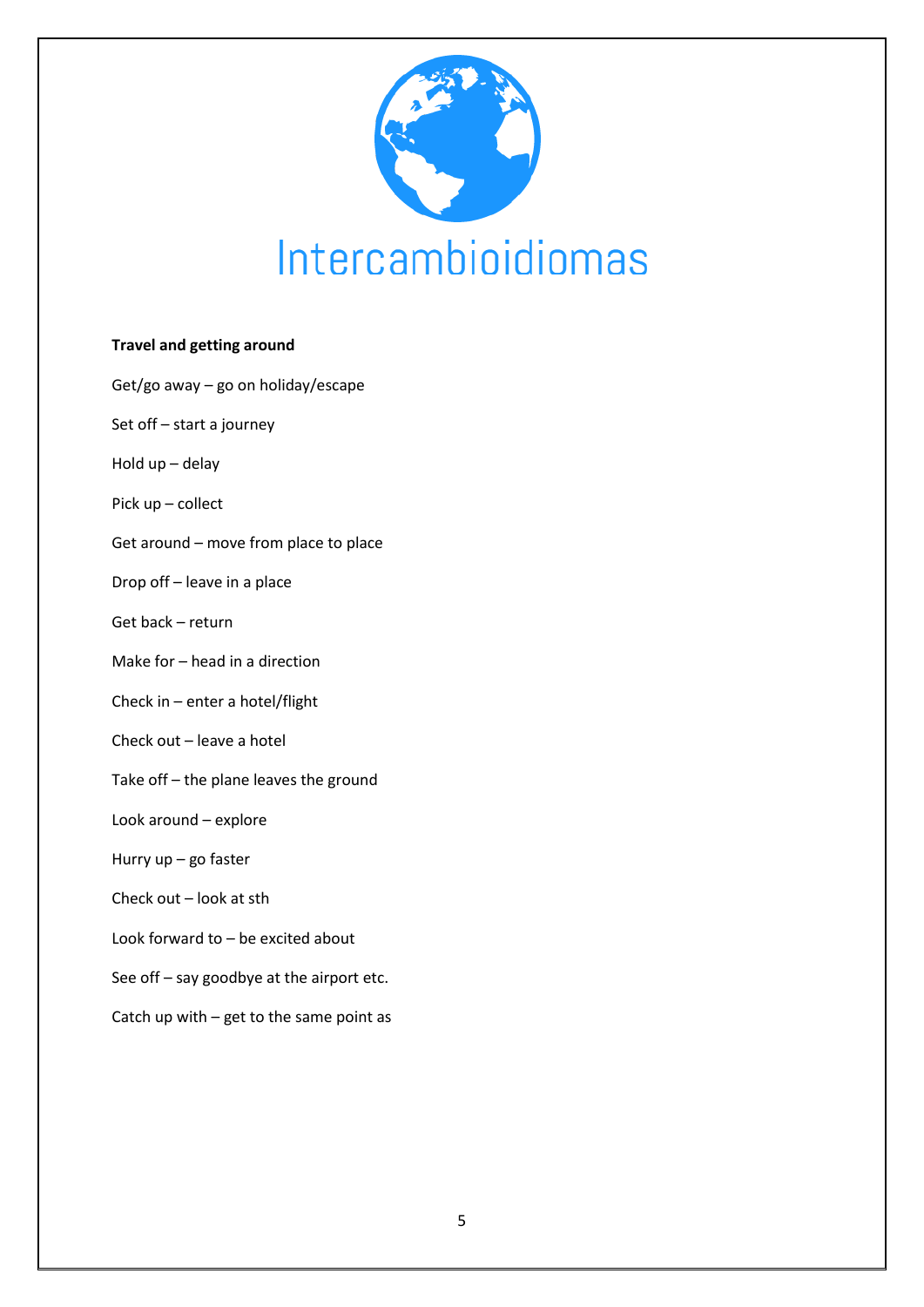Intercambioidiomas

**Travel and getting around**

Get/go away – go on holiday/escape

Set off – start a journey

Hold up – delay

Pick up – collect

Get around – move from place to place

Drop off – leave in a place

Get back – return

Make for – head in a direction

Check in – enter a hotel/flight

Check out – leave a hotel

Take off – the plane leaves the ground

Look around – explore

Hurry up – go faster

Check out – look at sth

Look forward to – be excited about

See off – say goodbye at the airport etc.

Catch up with – get to the same point as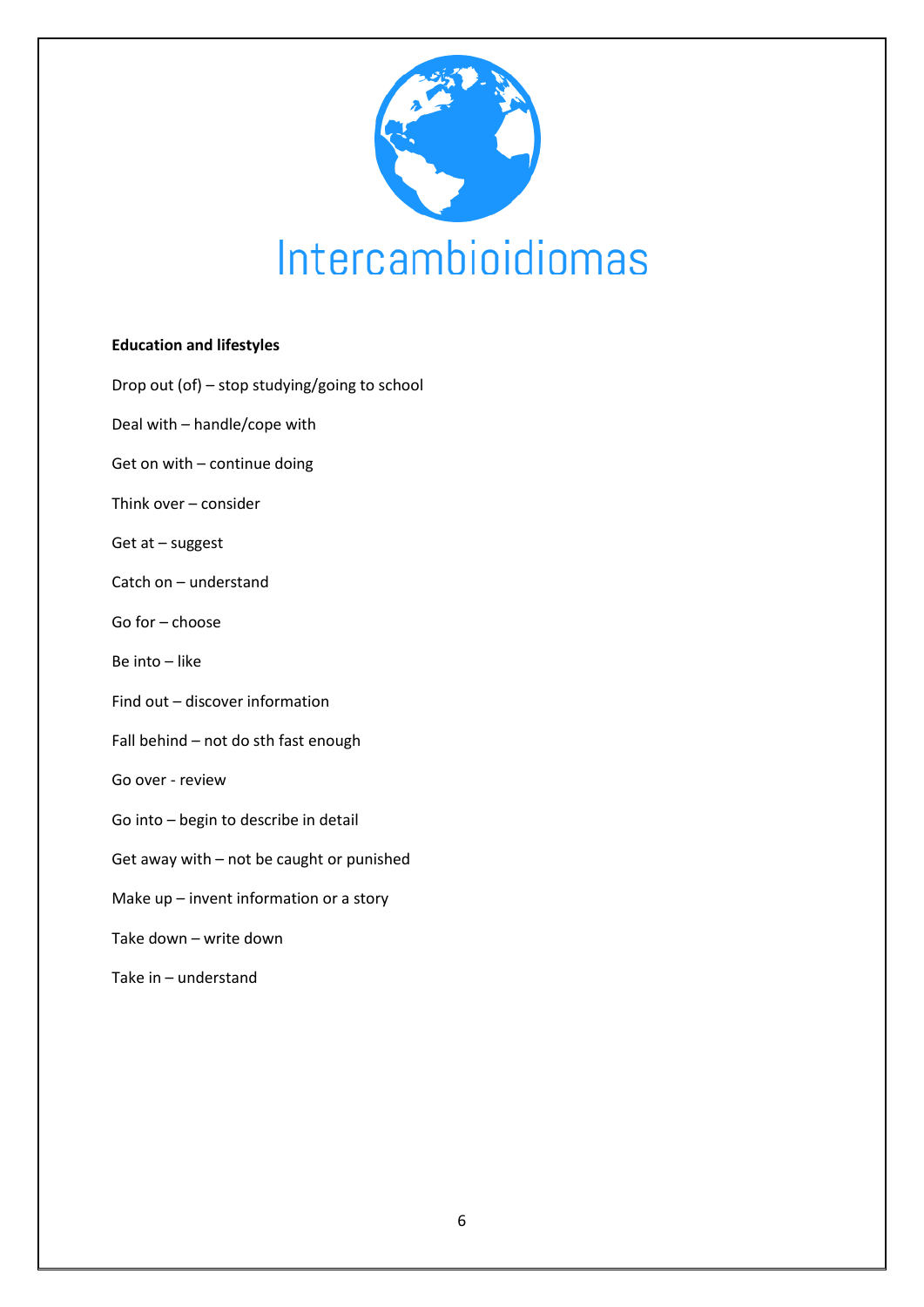**Education and lifestyles**

Drop out (of) – stop studying/going to school

Deal with – handle/cope with

Get on with – continue doing

Think over – consider

Get at – suggest

Catch on – understand

Go for – choose

Be into – like

Find out – discover information

Fall behind – not do sth fast enough

Go over - review

Go into – begin to describe in detail

Get away with – not be caught or punished

Make up – invent information or a story

Take down – write down

Take in – understand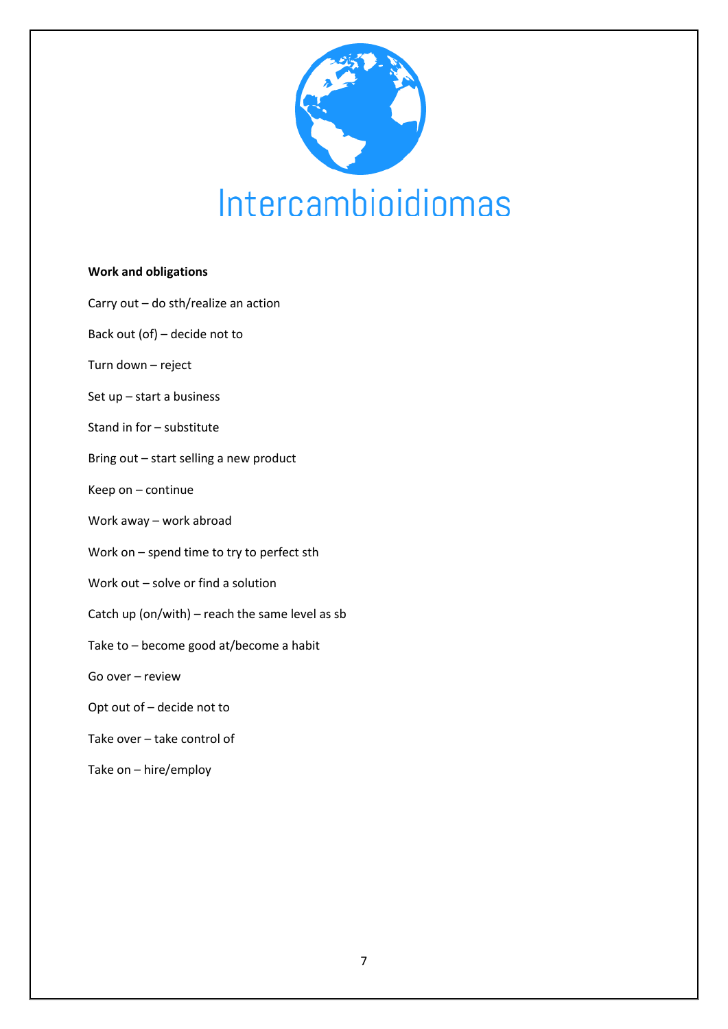Intercambioidiomas

**Work and obligations**

Carry out – do sth/realize an action

Back out (of) – decide not to

Turn down – reject

Set up – start a business

Stand in for – substitute

Bring out – start selling a new product

Keep on – continue

Work away – work abroad

Work on – spend time to try to perfect sth

Work out – solve or find a solution

Catch up (on/with) – reach the same level as sb

Take to – become good at/become a habit

Go over – review

Opt out of – decide not to

Take over – take control of

Take on – hire/employ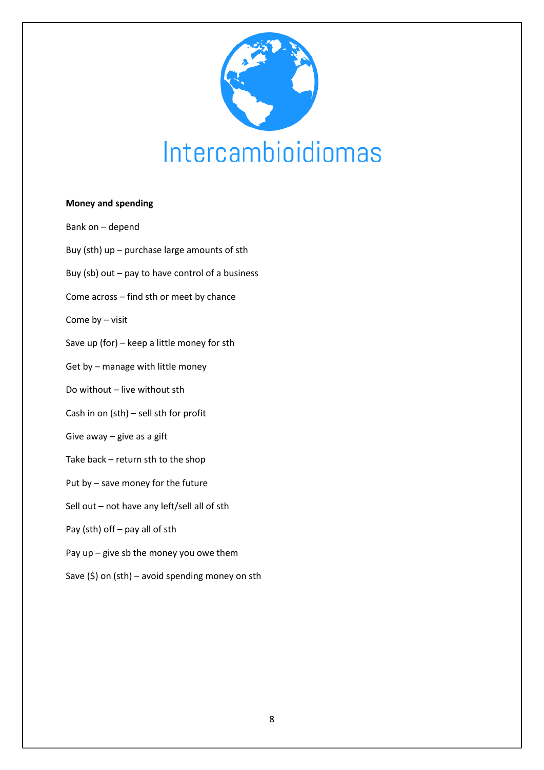**Money and spending**

Bank on – depend

Buy (sth) up – purchase large amounts of sth

Buy (sb) out – pay to have control of a business

Come across – find sth or meet by chance

Come by – visit

Save up (for) – keep a little money for sth

Get by – manage with little money

Do without – live without sth

Cash in on (sth) – sell sth for profit

Give away – give as a gift

Take back – return sth to the shop

Put by – save money for the future

Sell out – not have any left/sell all of sth

Pay (sth) off – pay all of sth

Pay up – give sb the money you owe them

Save ($) on (sth) – avoid spending money on sth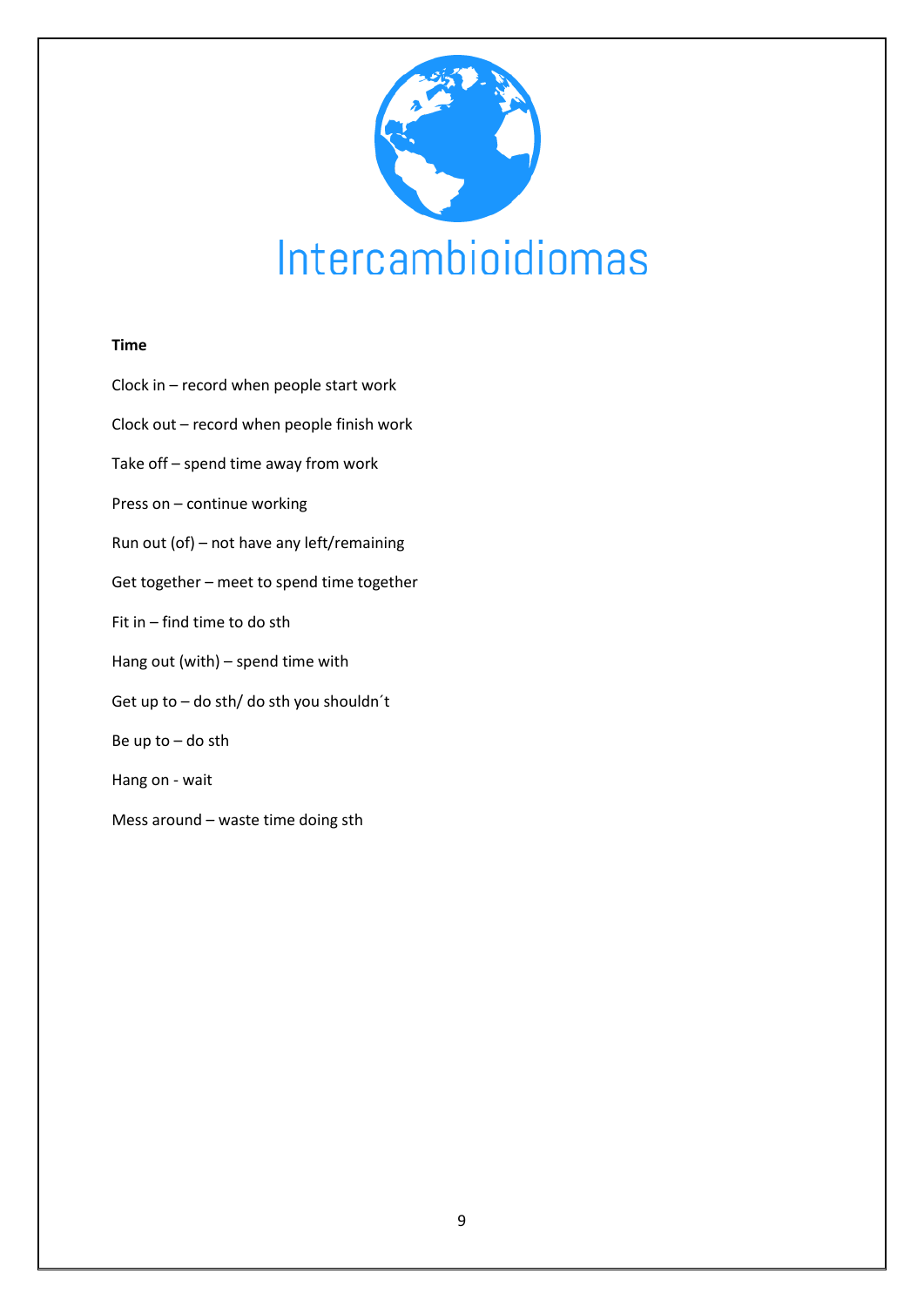Intercambioidiomas

**Time**

Clock in – record when people start work

Clock out – record when people finish work

Take off – spend time away from work

Press on – continue working

Run out (of) – not have any left/remaining

Get together – meet to spend time together

Fit in – find time to do sth

Hang out (with) – spend time with

Get up to – do sth/ do sth you shouldn´t

Be up to – do sth

Hang on - wait

Mess around – waste time doing sth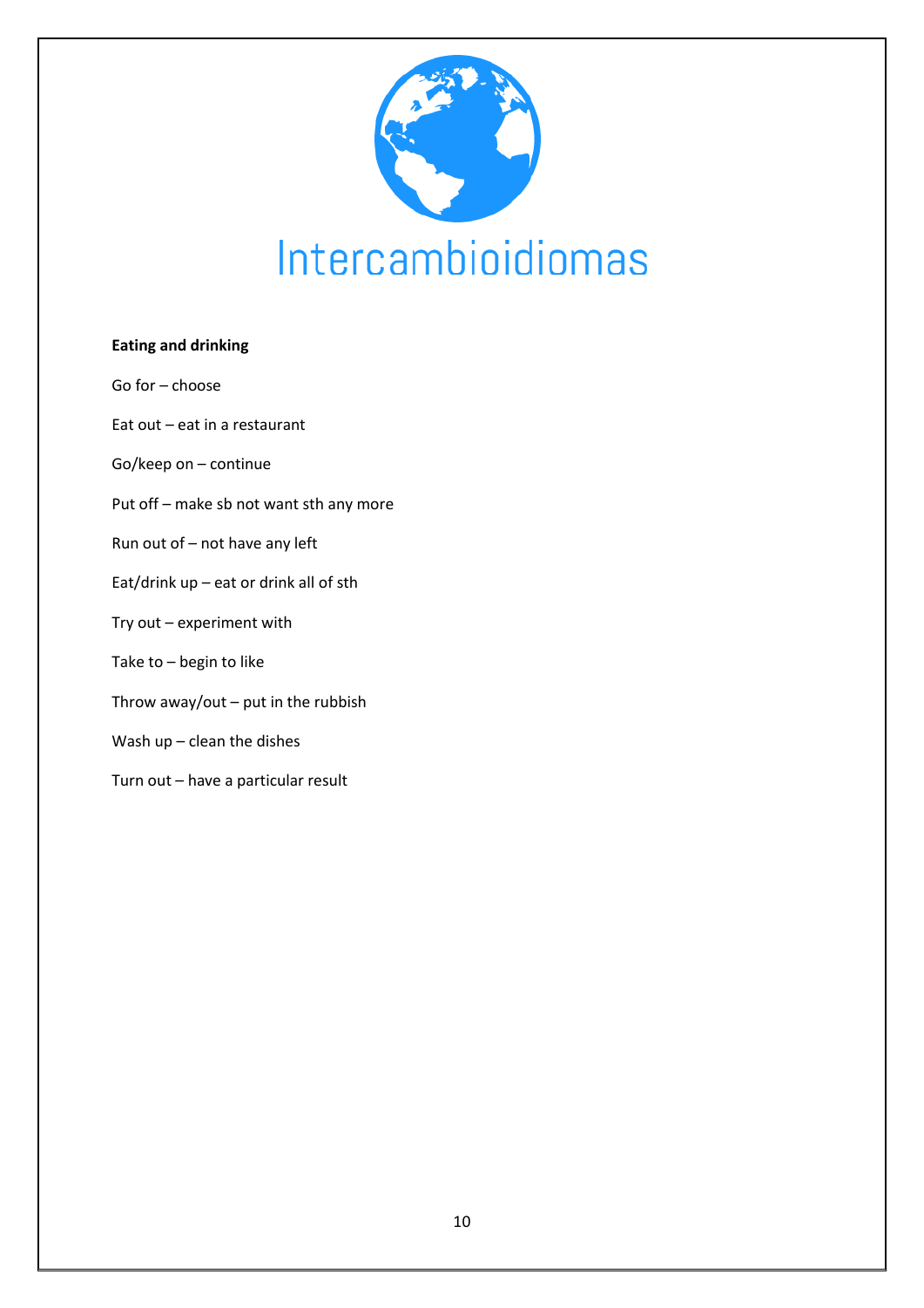Intercambioidiomas

**Eating and drinking**

Go for – choose

Eat out – eat in a restaurant

Go/keep on – continue

Put off – make sb not want sth any more

Run out of – not have any left

Eat/drink up – eat or drink all of sth

Try out – experiment with

Take to – begin to like

Throw away/out – put in the rubbish

Wash up – clean the dishes

Turn out – have a particular result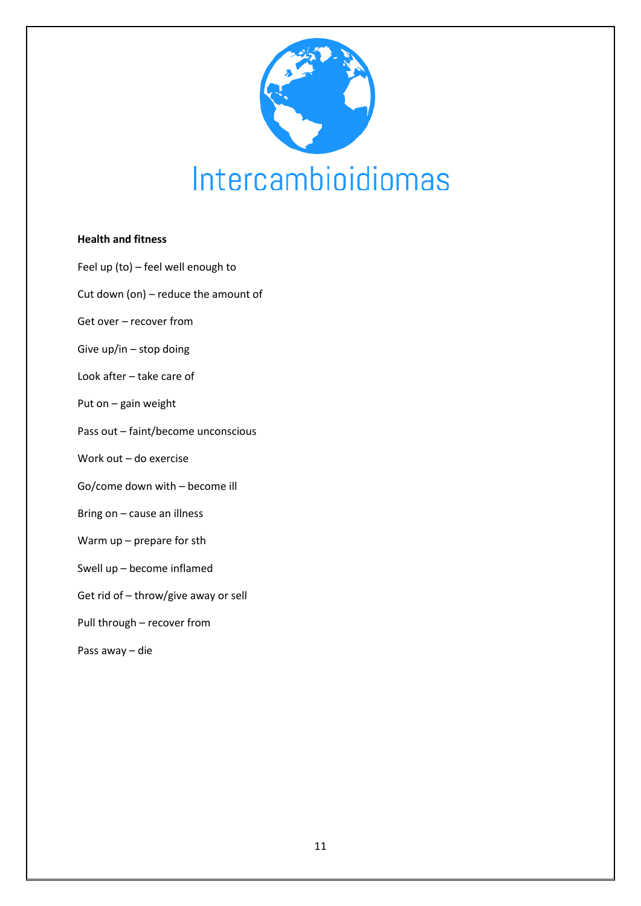Intercambioidiomas

**Health and fitness**

Feel up (to) – feel well enough to

Cut down (on) – reduce the amount of

Get over – recover from

Give up/in – stop doing

Look after – take care of

Put on – gain weight

Pass out – faint/become unconscious

Work out – do exercise

Go/come down with – become ill

Bring on – cause an illness

Warm up – prepare for sth

Swell up – become inflamed

Get rid of – throw/give away or sell

Pull through – recover from

Pass away – die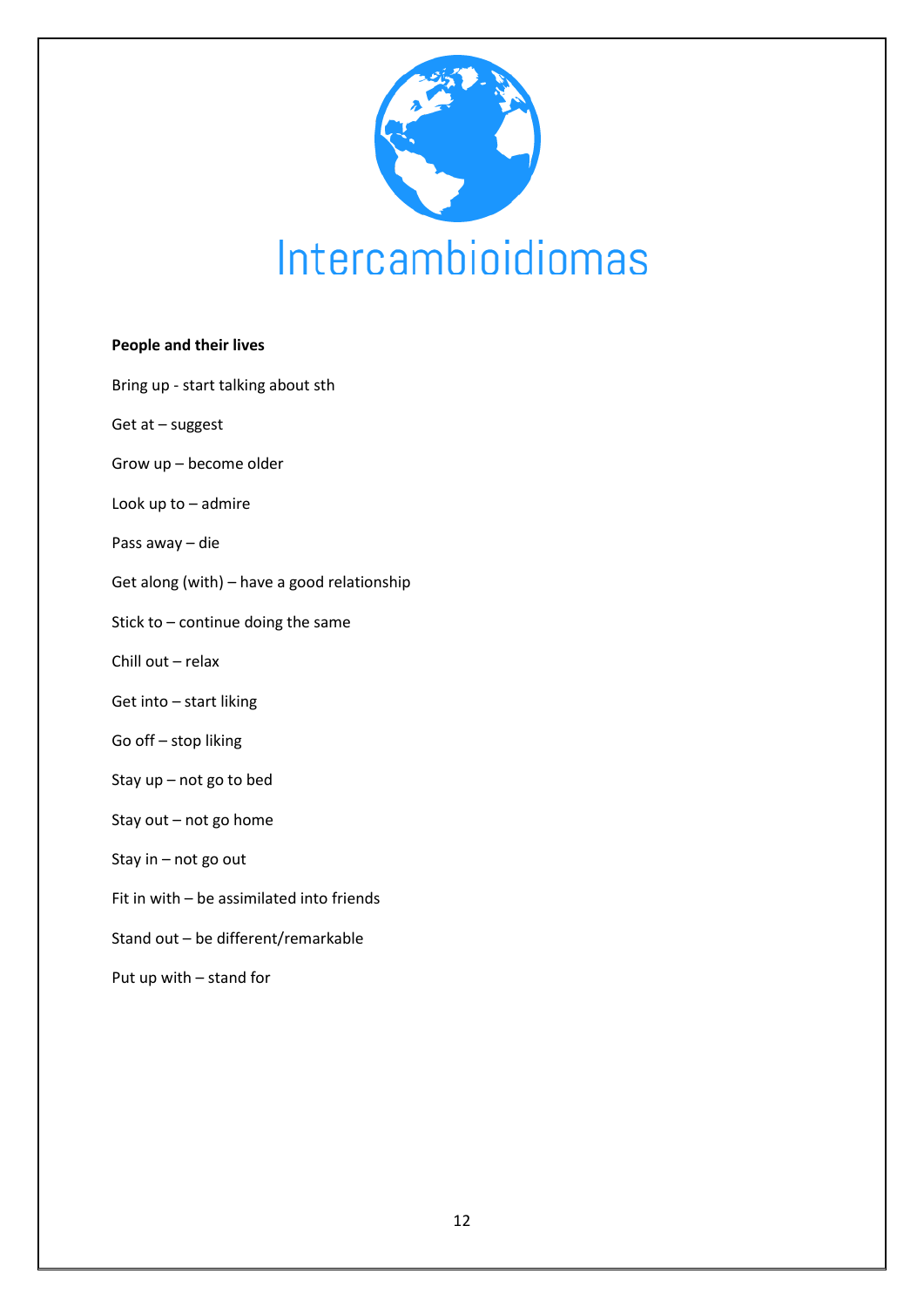Intercambioidiomas

**People and their lives**

Bring up - start talking about sth

Get at – suggest

Grow up – become older

Look up to – admire

Pass away – die

Get along (with) – have a good relationship

Stick to – continue doing the same

Chill out – relax

Get into – start liking

Go off – stop liking

Stay up – not go to bed

Stay out – not go home

Stay in – not go out

Fit in with – be assimilated into friends

Stand out – be different/remarkable

Put up with – stand for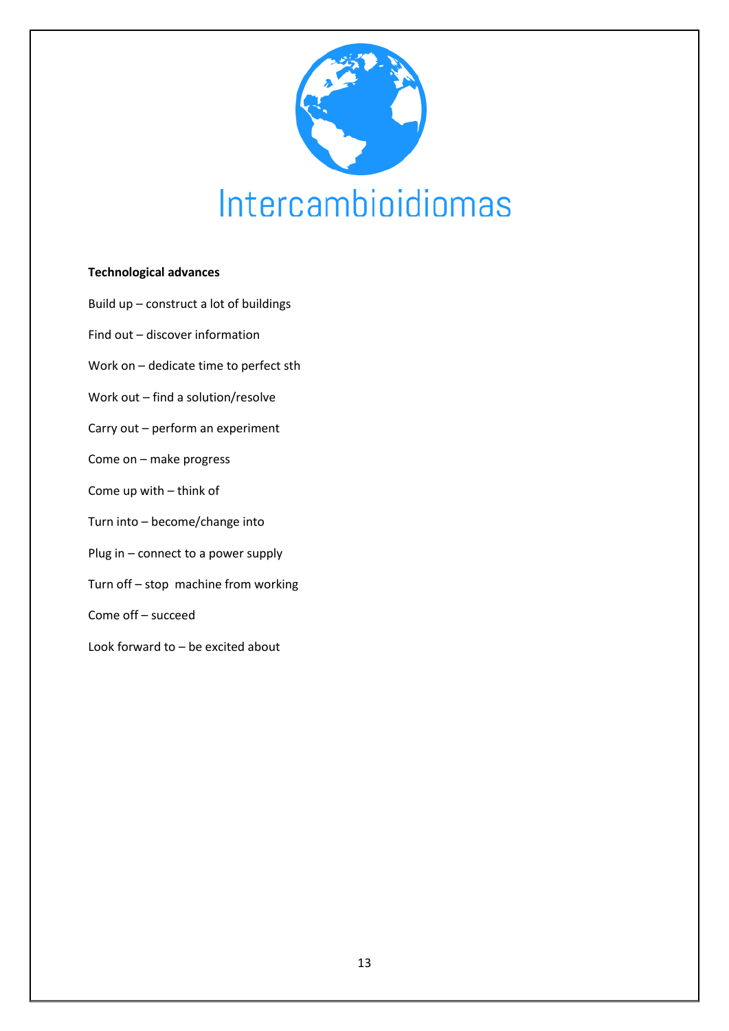**Technological advances**

Build up – construct a lot of buildings

Find out – discover information

Work on – dedicate time to perfect sth

Work out – find a solution/resolve

Carry out – perform an experiment

Come on – make progress

Come up with – think of

Turn into – become/change into

Plug in – connect to a power supply

Turn off – stop  machine from working

Come off – succeed

Look forward to – be excited about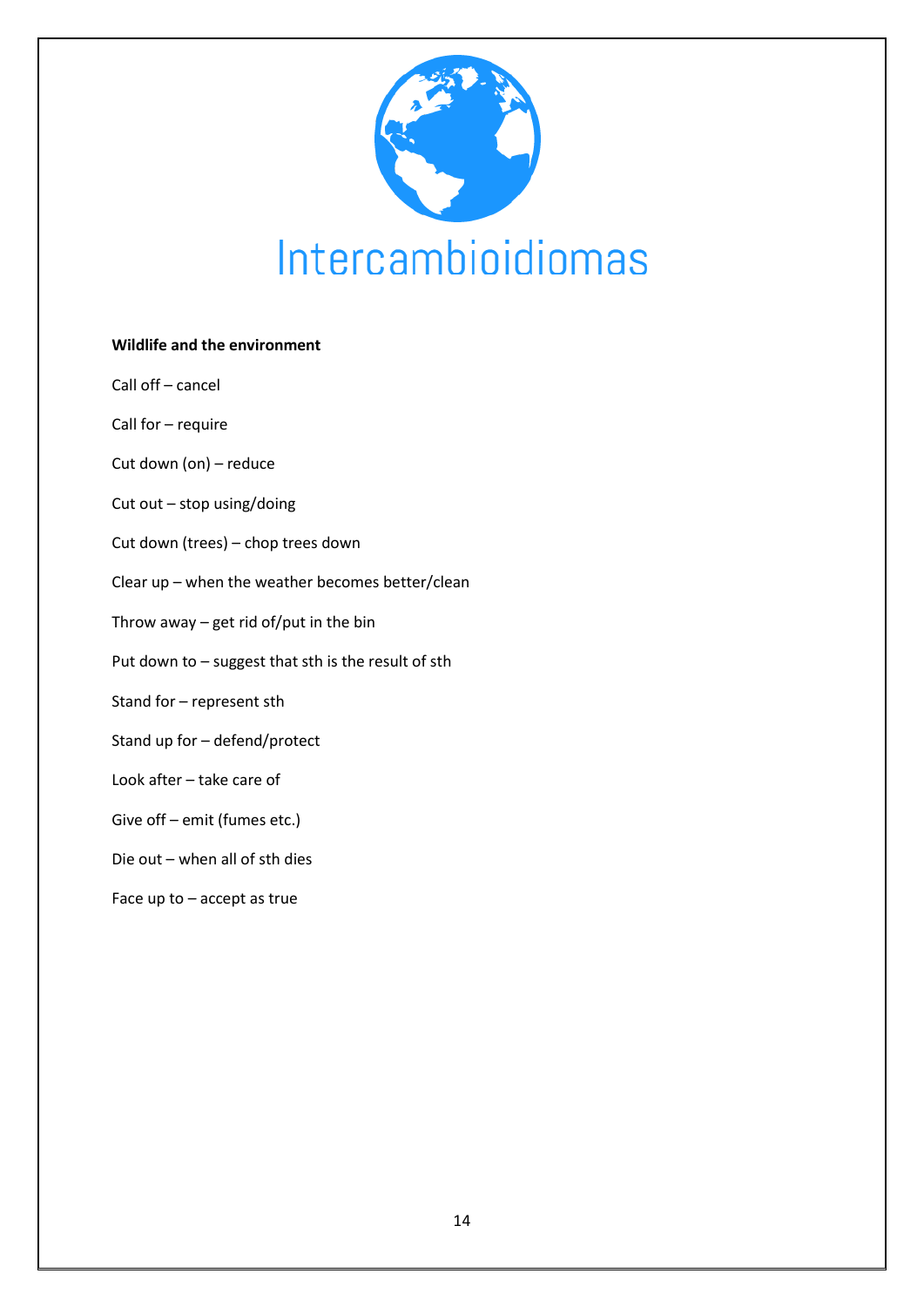Intercambioidiomas

**Wildlife and the environment**

Call off – cancel

Call for – require

Cut down (on) – reduce

Cut out – stop using/doing

Cut down (trees) – chop trees down

Clear up – when the weather becomes better/clean

Throw away – get rid of/put in the bin

Put down to – suggest that sth is the result of sth

Stand for – represent sth

Stand up for – defend/protect

Look after – take care of

Give off – emit (fumes etc.)

Die out – when all of sth dies

Face up to – accept as true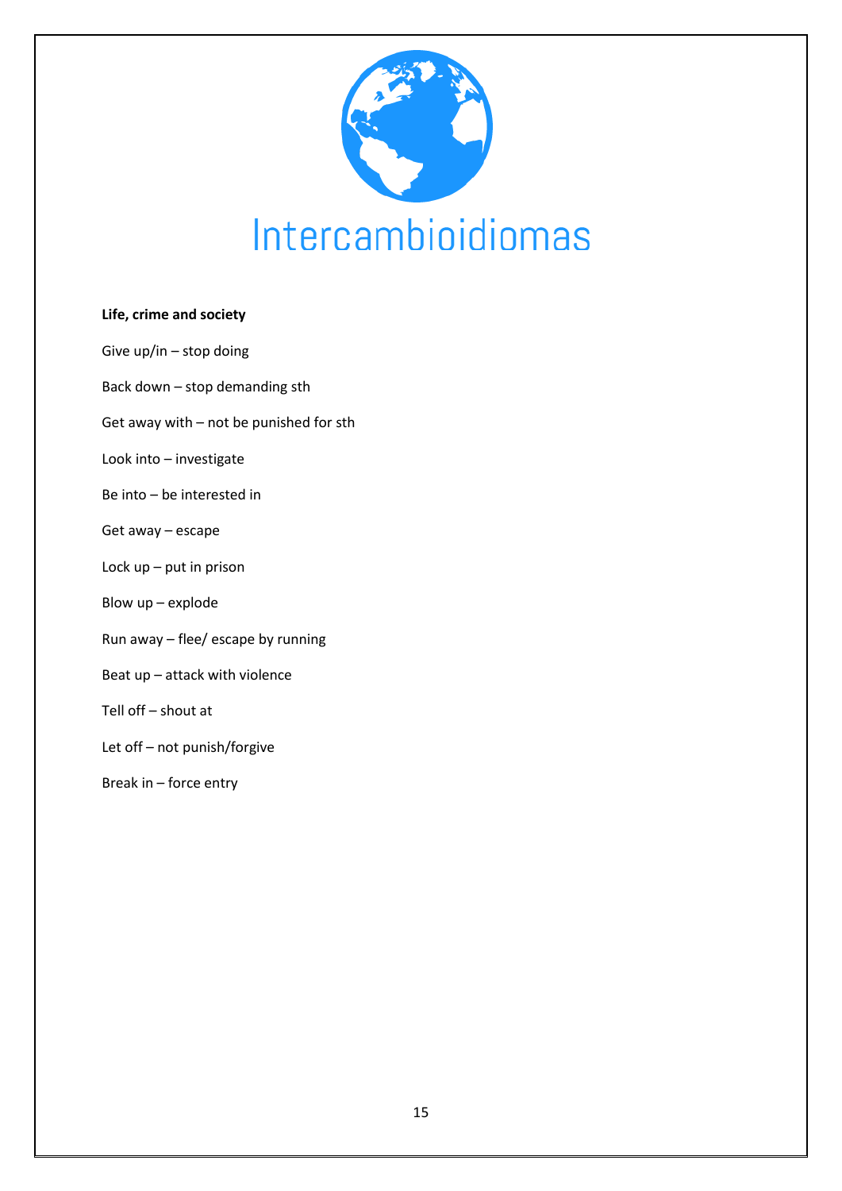Intercambioidiomas

**Life, crime and society**

Give up/in – stop doing

Back down – stop demanding sth

Get away with – not be punished for sth

Look into – investigate

Be into – be interested in

Get away – escape

Lock up – put in prison

Blow up – explode

Run away – flee/ escape by running

Beat up – attack with violence

Tell off – shout at

Let off – not punish/forgive

Break in – force entry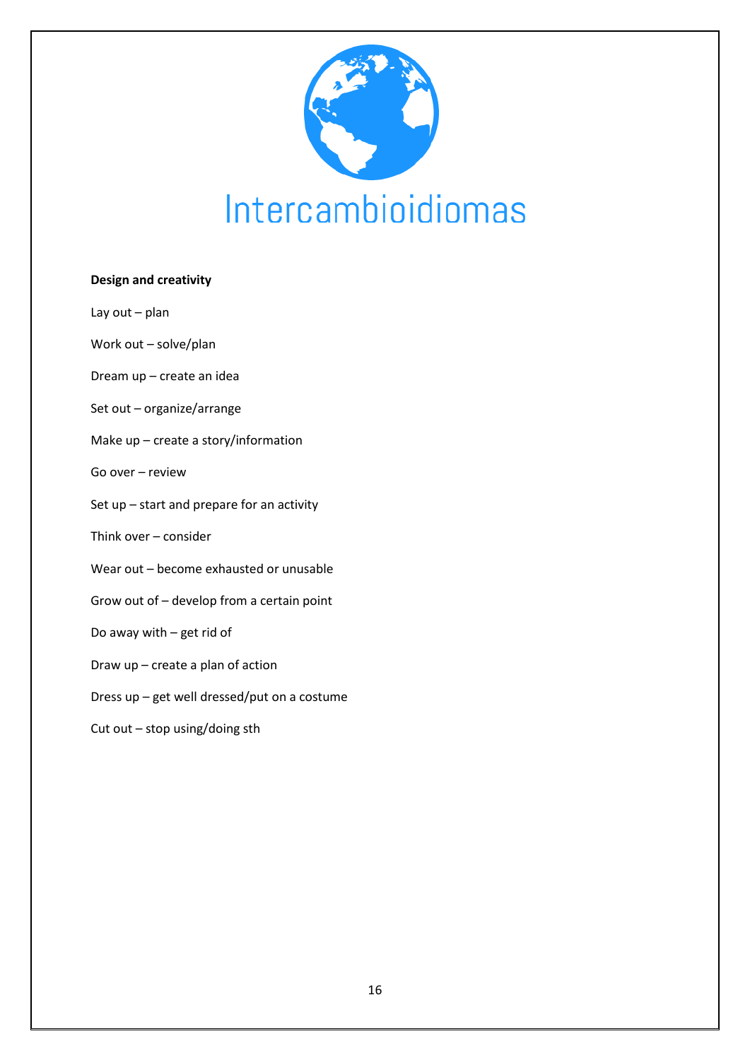Intercambioidiomas

**Design and creativity**

Lay out – plan

Work out – solve/plan

Dream up – create an idea

Set out – organize/arrange

Make up – create a story/information

Go over – review

Set up – start and prepare for an activity

Think over – consider

Wear out – become exhausted or unusable

Grow out of – develop from a certain point

Do away with – get rid of

Draw up – create a plan of action

Dress up – get well dressed/put on a costume

Cut out – stop using/doing sth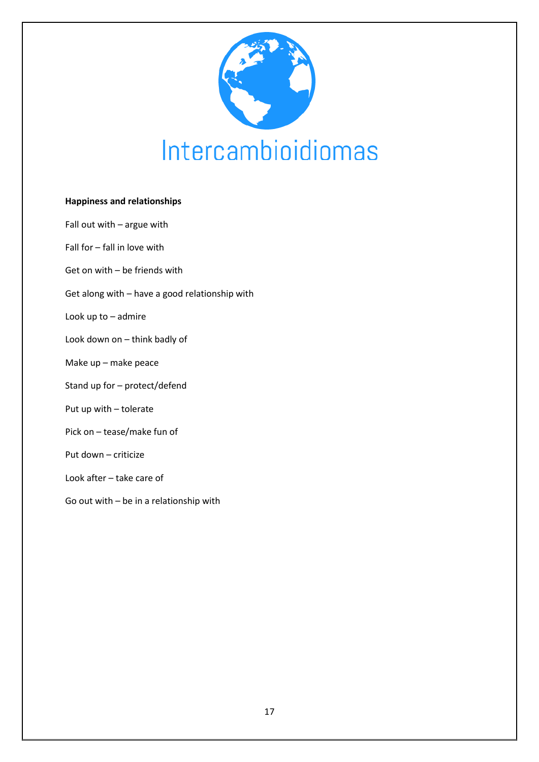Intercambioidiomas

**Happiness and relationships**

Fall out with – argue with

Fall for – fall in love with

Get on with – be friends with

Get along with – have a good relationship with

Look up to – admire

Look down on – think badly of

Make up – make peace

Stand up for – protect/defend

Put up with – tolerate

Pick on – tease/make fun of

Put down – criticize

Look after – take care of

Go out with – be in a relationship with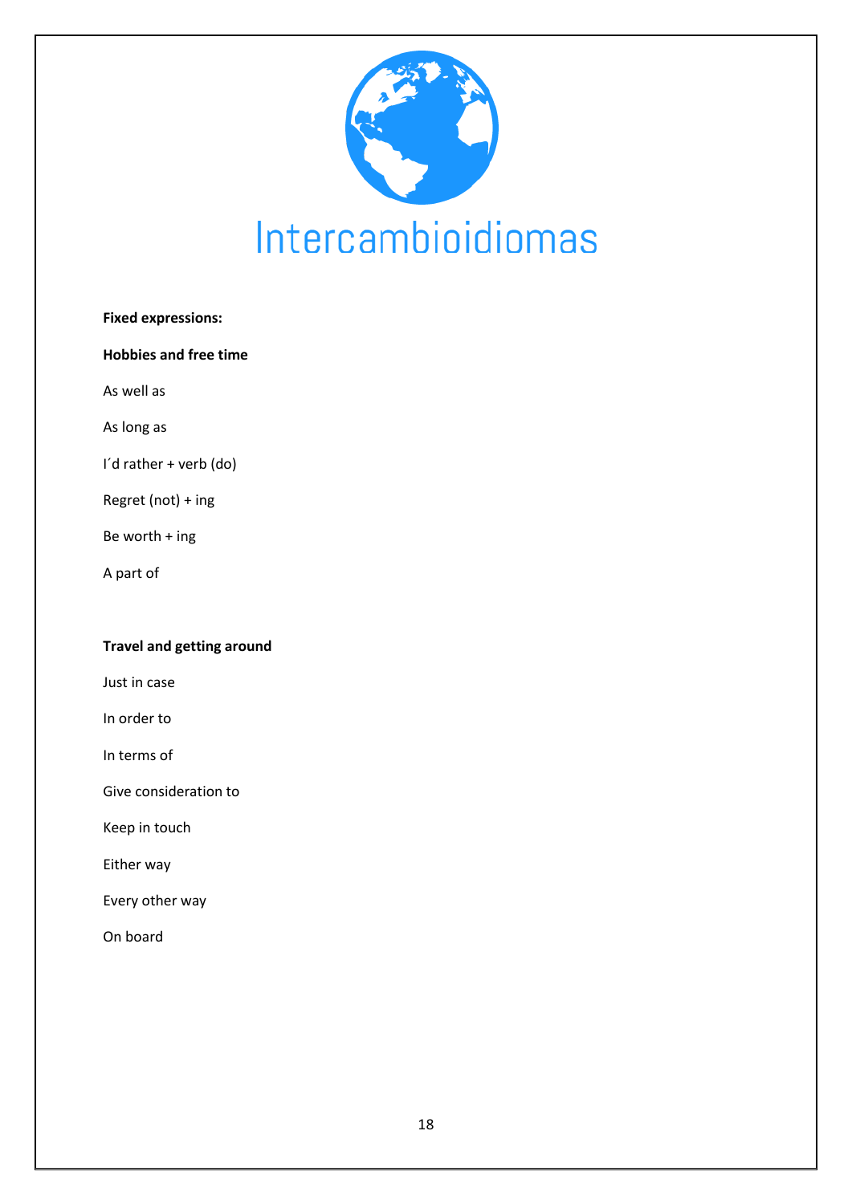Intercambioidiomas

**Fixed expressions:**

**Hobbies and free time**

As well as

As long as

I´d rather + verb (do)

Regret (not) + ing

Be worth + ing

A part of

**Travel and getting around**

Just in case

In order to

In terms of

Give consideration to

Keep in touch

Either way

Every other way

On board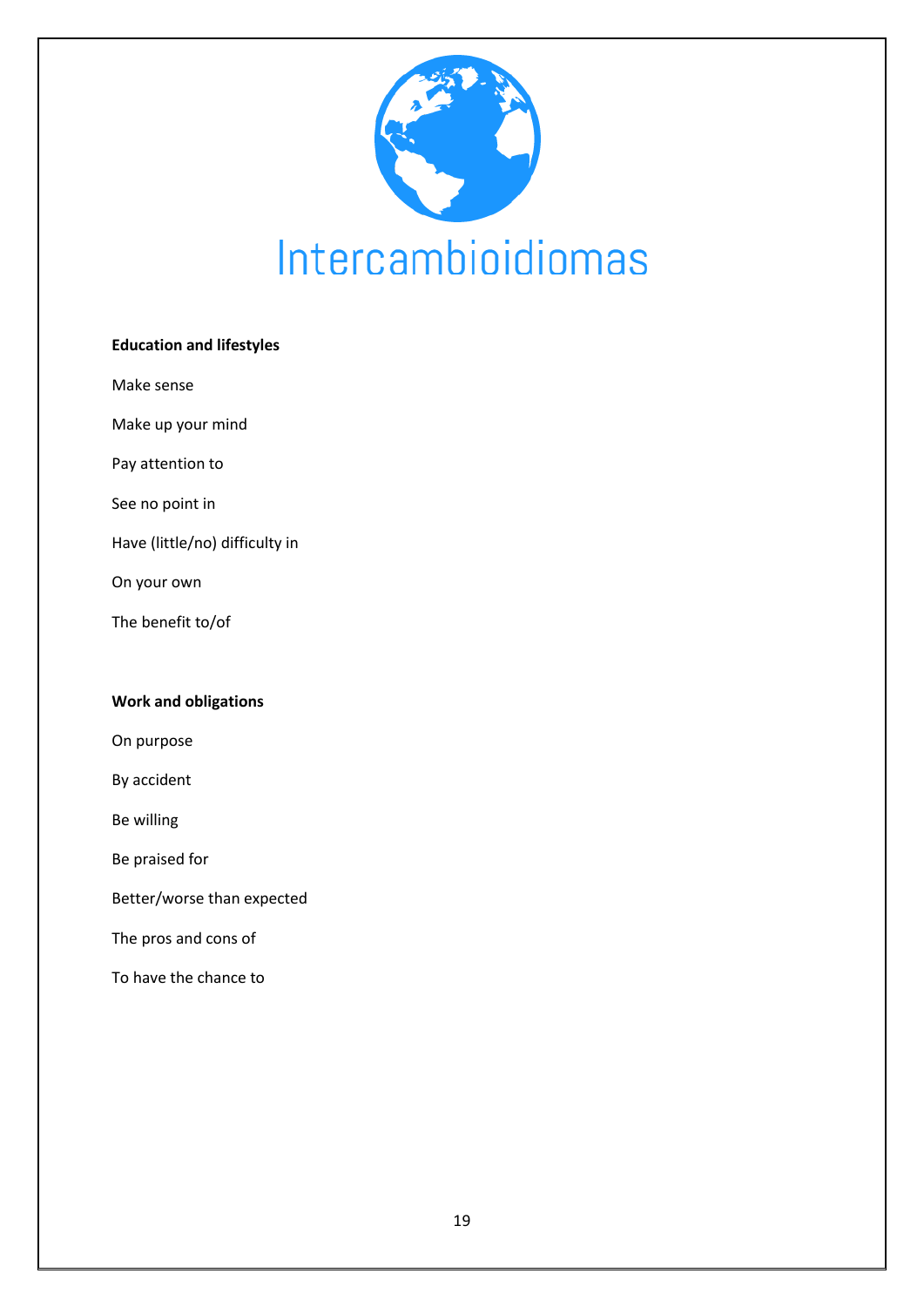Intercambioidiomas

**Education and lifestyles**

Make sense

Make up your mind

Pay attention to

See no point in

Have (little/no) difficulty in

On your own

The benefit to/of

**Work and obligations**

On purpose

By accident

Be willing

Be praised for

Better/worse than expected

The pros and cons of

To have the chance to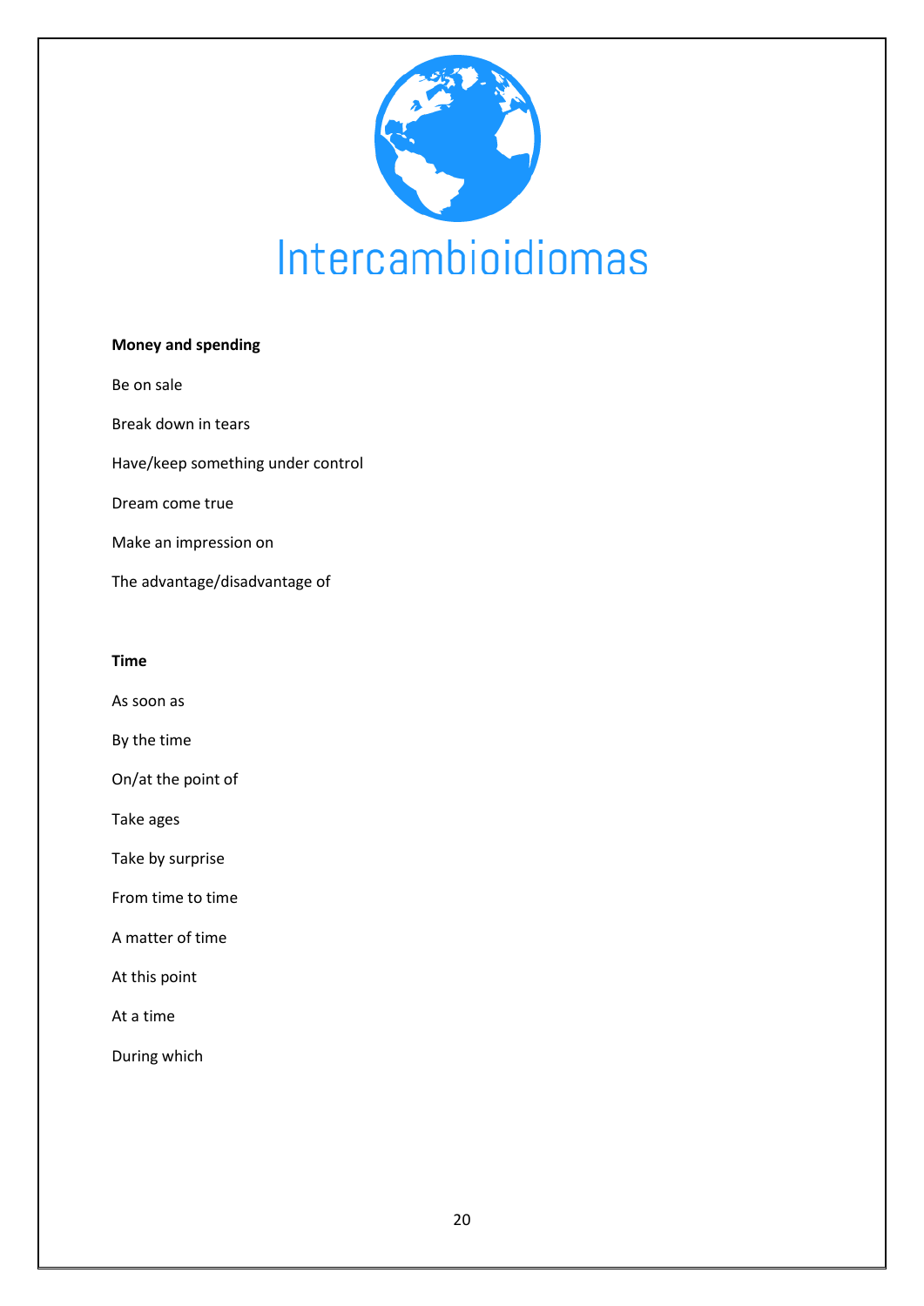Intercambioidiomas

**Money and spending**

Be on sale

Break down in tears

Have/keep something under control

Dream come true

Make an impression on

The advantage/disadvantage of

**Time**

As soon as

By the time

On/at the point of

Take ages

Take by surprise

From time to time

A matter of time

At this point

At a time

During which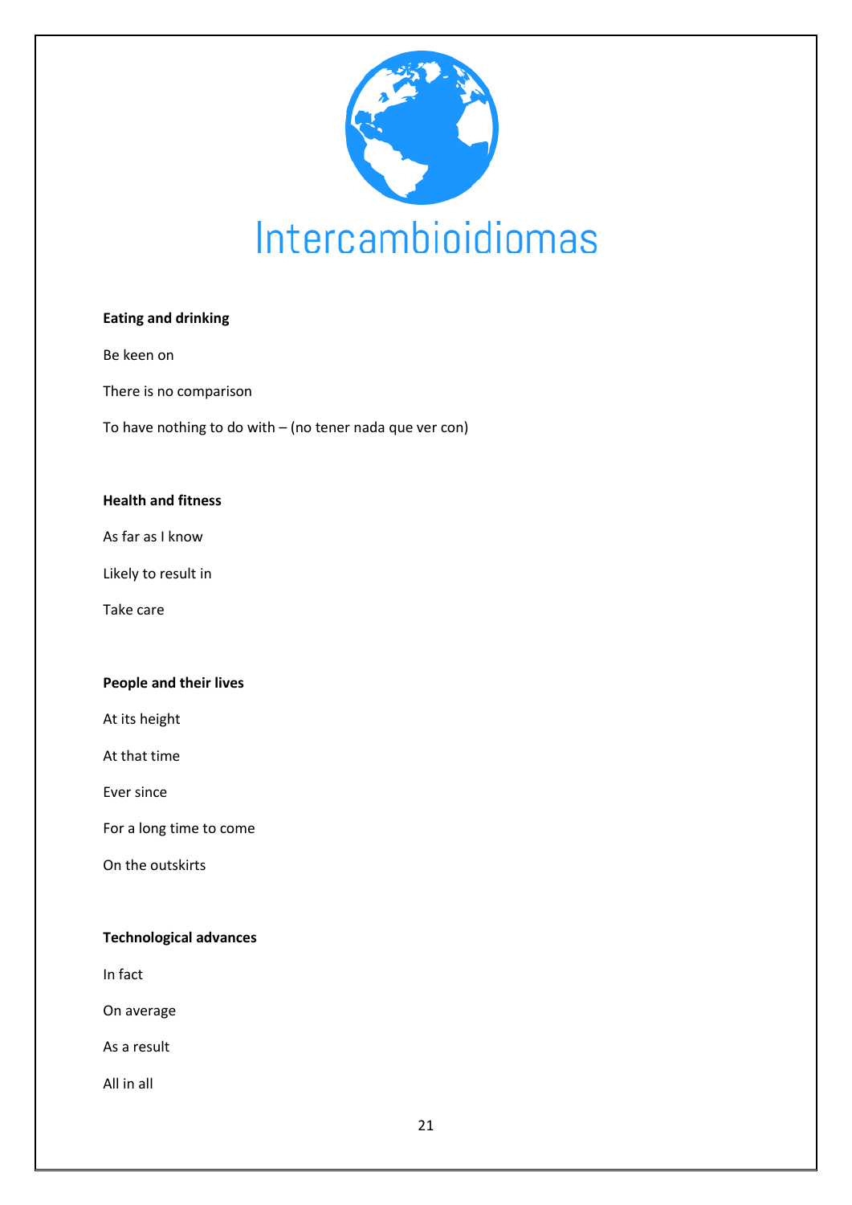Intercambioidiomas

**Eating and drinking**

Be keen on

There is no comparison

To have nothing to do with – (no tener nada que ver con)

**Health and fitness**

As far as I know

Likely to result in

Take care

**People and their lives**

At its height

At that time

Ever since

For a long time to come

On the outskirts

**Technological advances**

In fact

On average

As a result

All in all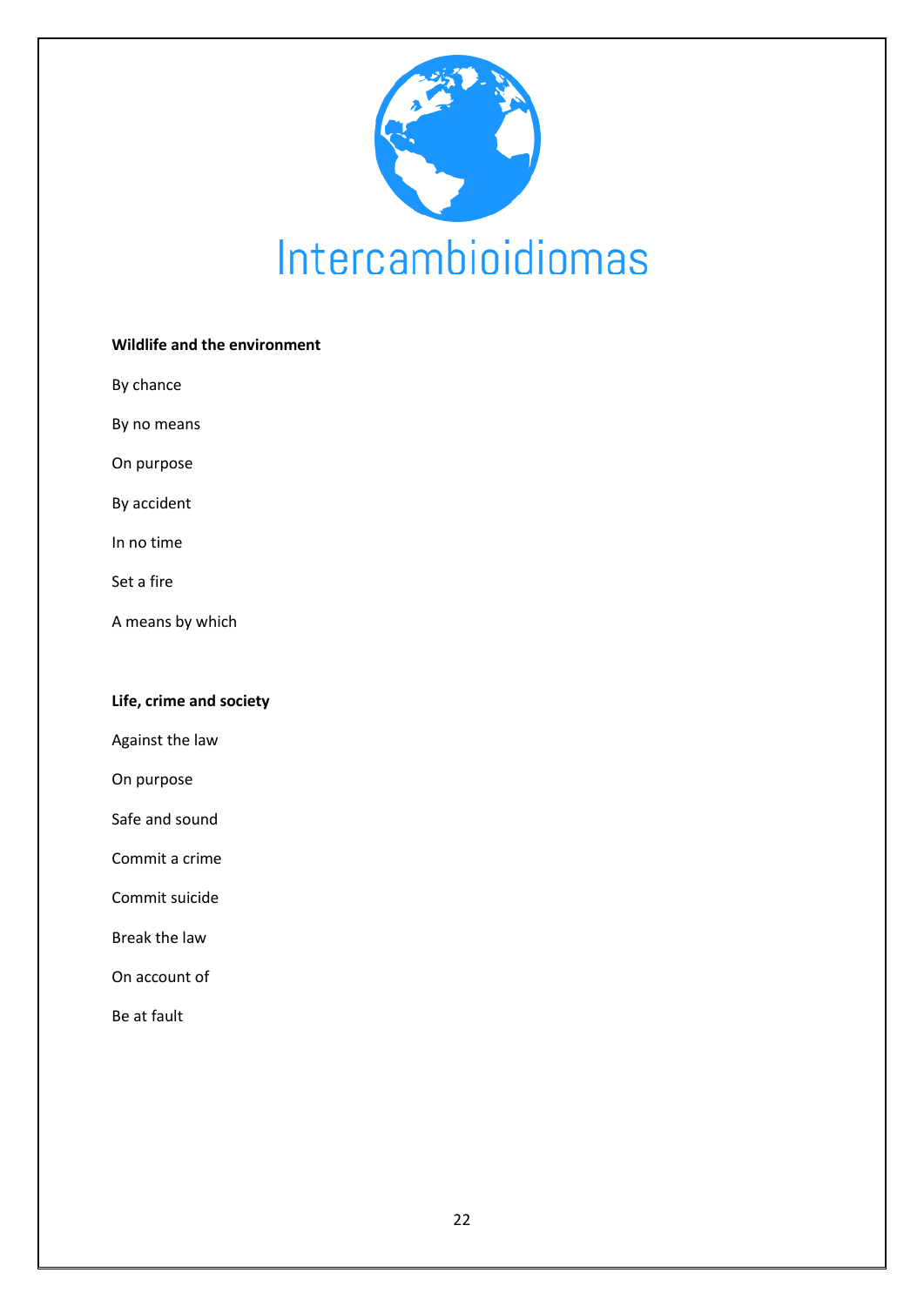Intercambioidiomas

**Wildlife and the environment**

By chance

By no means

On purpose

By accident

In no time

Set a fire

A means by which

**Life, crime and society**

Against the law

On purpose

Safe and sound

Commit a crime

Commit suicide

Break the law

On account of

Be at fault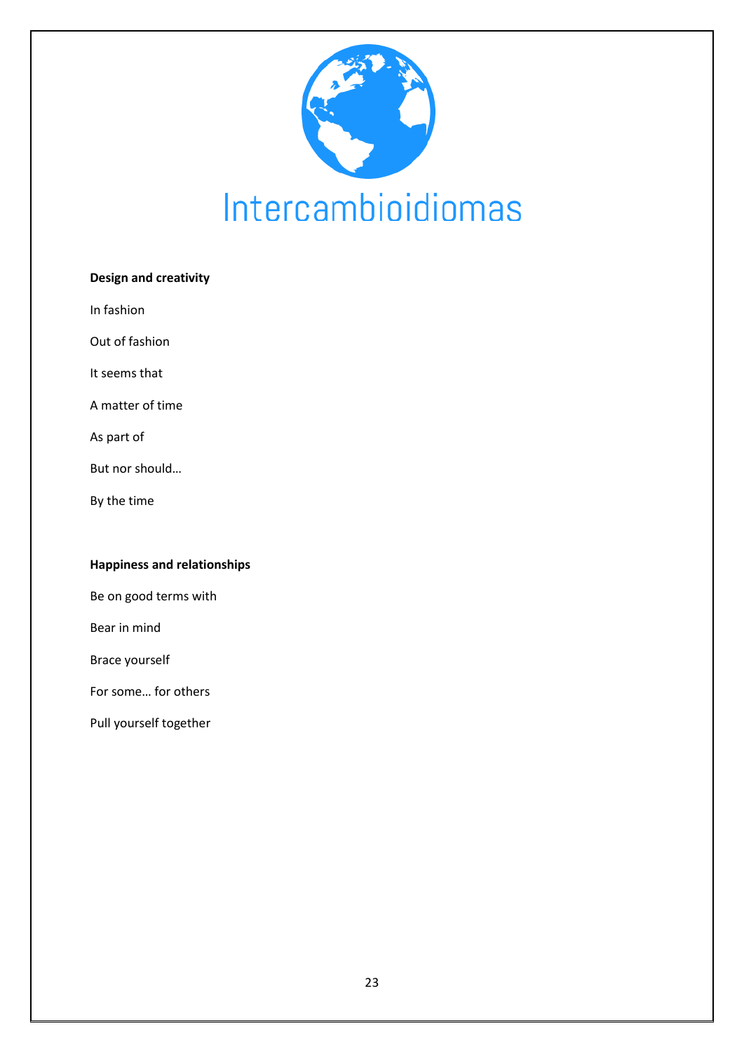Intercambioidiomas

**Design and creativity**

In fashion

Out of fashion

It seems that

A matter of time

As part of

But nor should…

By the time

**Happiness and relationships**

Be on good terms with

Bear in mind

Brace yourself

For some… for others

Pull yourself together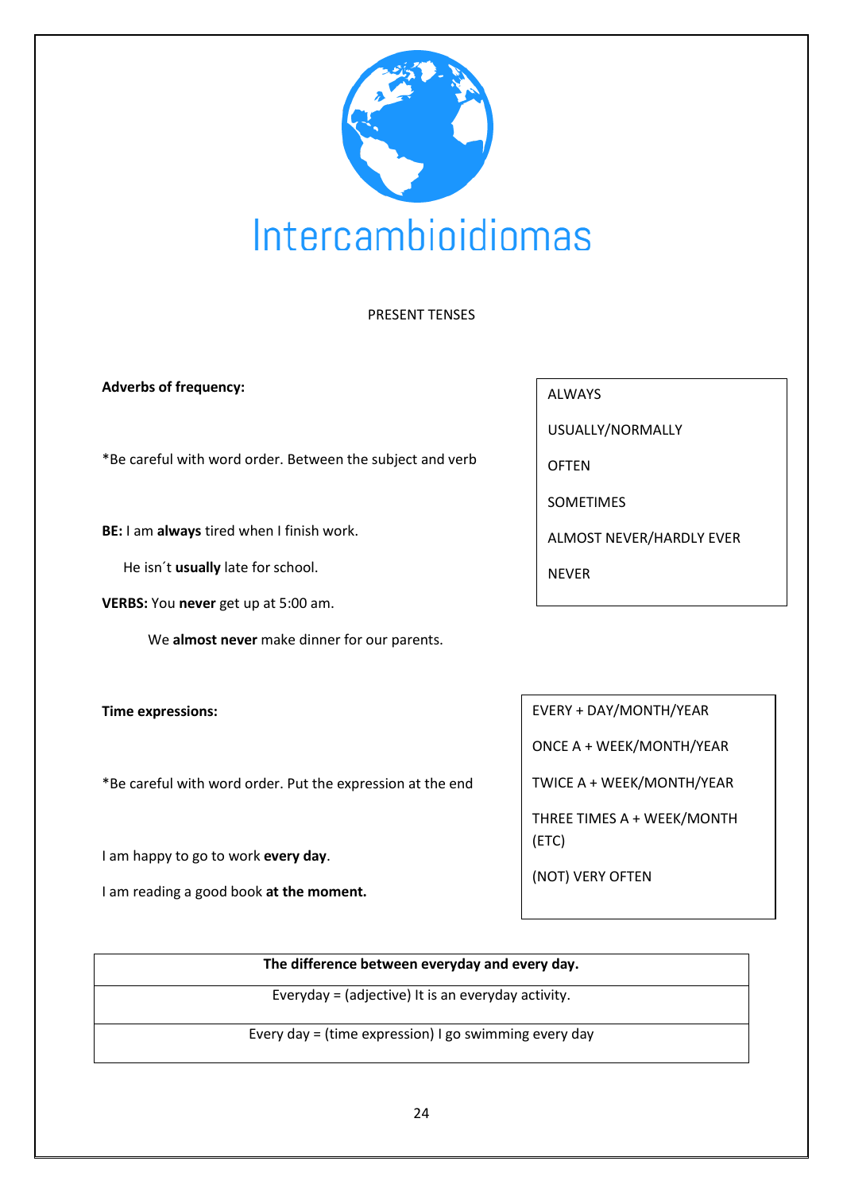# Intercambioidiomas

## PRESENT TENSES

**Adverbs of frequency:**

| ALWAYS |
|---|
| USUALLY/NORMALLY |
| OFTEN |
| SOMETIMES |
| ALMOST NEVER/HARDLY EVER |
| NEVER |

*Be careful with word order. Between the subject and verb

**BE:** I am **always** tired when I finish work.

He isn´t **usually** late for school.

**VERBS:** You **never** get up at 5:00 am.

We **almost never** make dinner for our parents.

**Time expressions:**

| EVERY + DAY/MONTH/YEAR |
|---|
| ONCE A + WEEK/MONTH/YEAR |
| TWICE A + WEEK/MONTH/YEAR |
| THREE TIMES A + WEEK/MONTH (ETC) |
| (NOT) VERY OFTEN |

*Be careful with word order. Put the expression at the end

I am happy to go to work **every day**.

I am reading a good book **at the moment.**

| **The difference between everyday and every day.** |
|---|
| Everyday = (adjective) It is an everyday activity. |
| Every day = (time expression) I go swimming every day |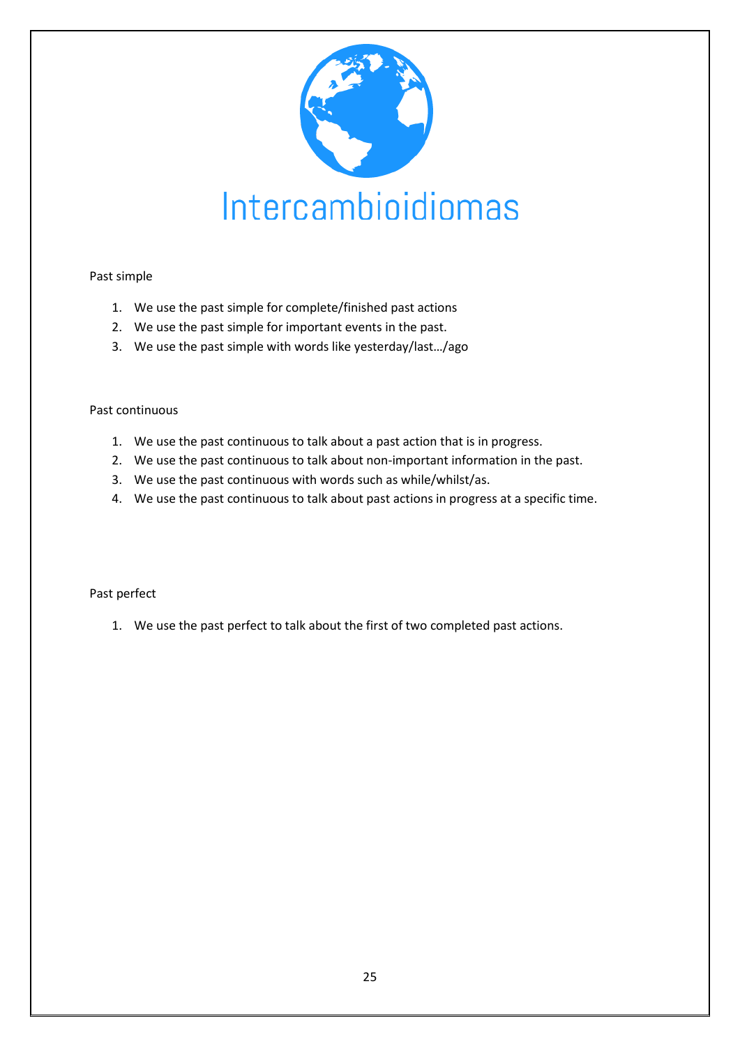Intercambioidiomas

Past simple

1. We use the past simple for complete/finished past actions
2. We use the past simple for important events in the past.
3. We use the past simple with words like yesterday/last…/ago

Past continuous

1. We use the past continuous to talk about a past action that is in progress.
2. We use the past continuous to talk about non-important information in the past.
3. We use the past continuous with words such as while/whilst/as.
4. We use the past continuous to talk about past actions in progress at a specific time.

Past perfect

1. We use the past perfect to talk about the first of two completed past actions.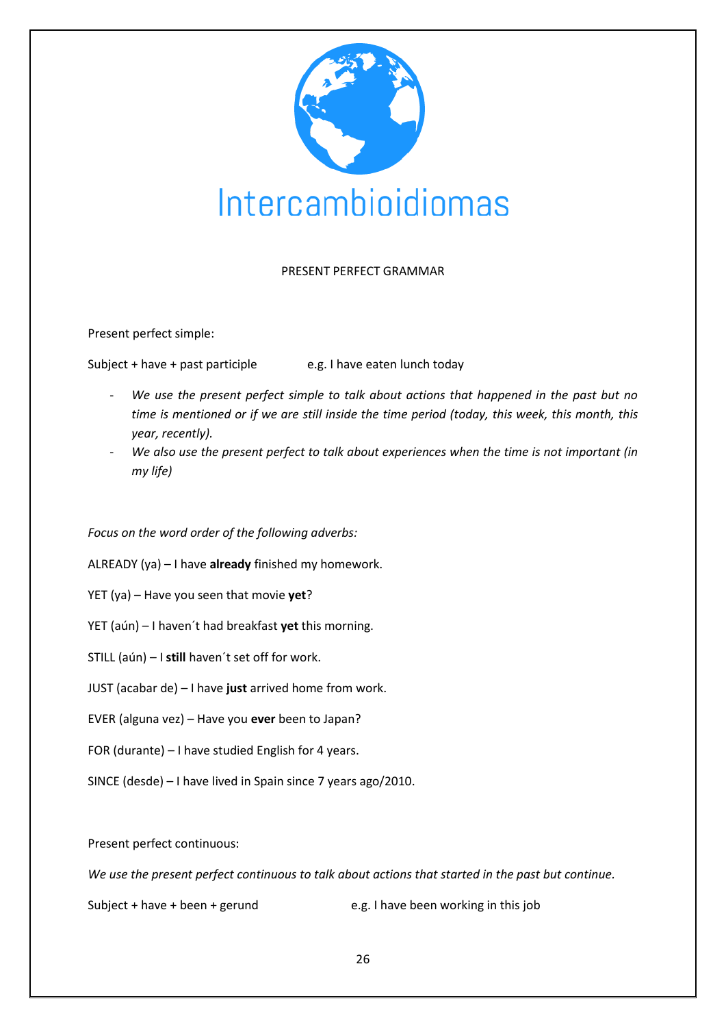Intercambioidiomas

# PRESENT PERFECT GRAMMAR

Present perfect simple:

Subject + have + past participle e.g. I have eaten lunch today

- *We use the present perfect simple to talk about actions that happened in the past but no time is mentioned or if we are still inside the time period (today, this week, this month, this year, recently).*
- *We also use the present perfect to talk about experiences when the time is not important (in my life)*

*Focus on the word order of the following adverbs:*

ALREADY (ya) – I have **already** finished my homework.

YET (ya) – Have you seen that movie **yet**?

YET (aún) – I haven´t had breakfast **yet** this morning.

STILL (aún) – I **still** haven´t set off for work.

JUST (acabar de) – I have **just** arrived home from work.

EVER (alguna vez) – Have you **ever** been to Japan?

FOR (durante) – I have studied English for 4 years.

SINCE (desde) – I have lived in Spain since 7 years ago/2010.

Present perfect continuous:

*We use the present perfect continuous to talk about actions that started in the past but continue.*

Subject + have + been + gerund e.g. I have been working in this job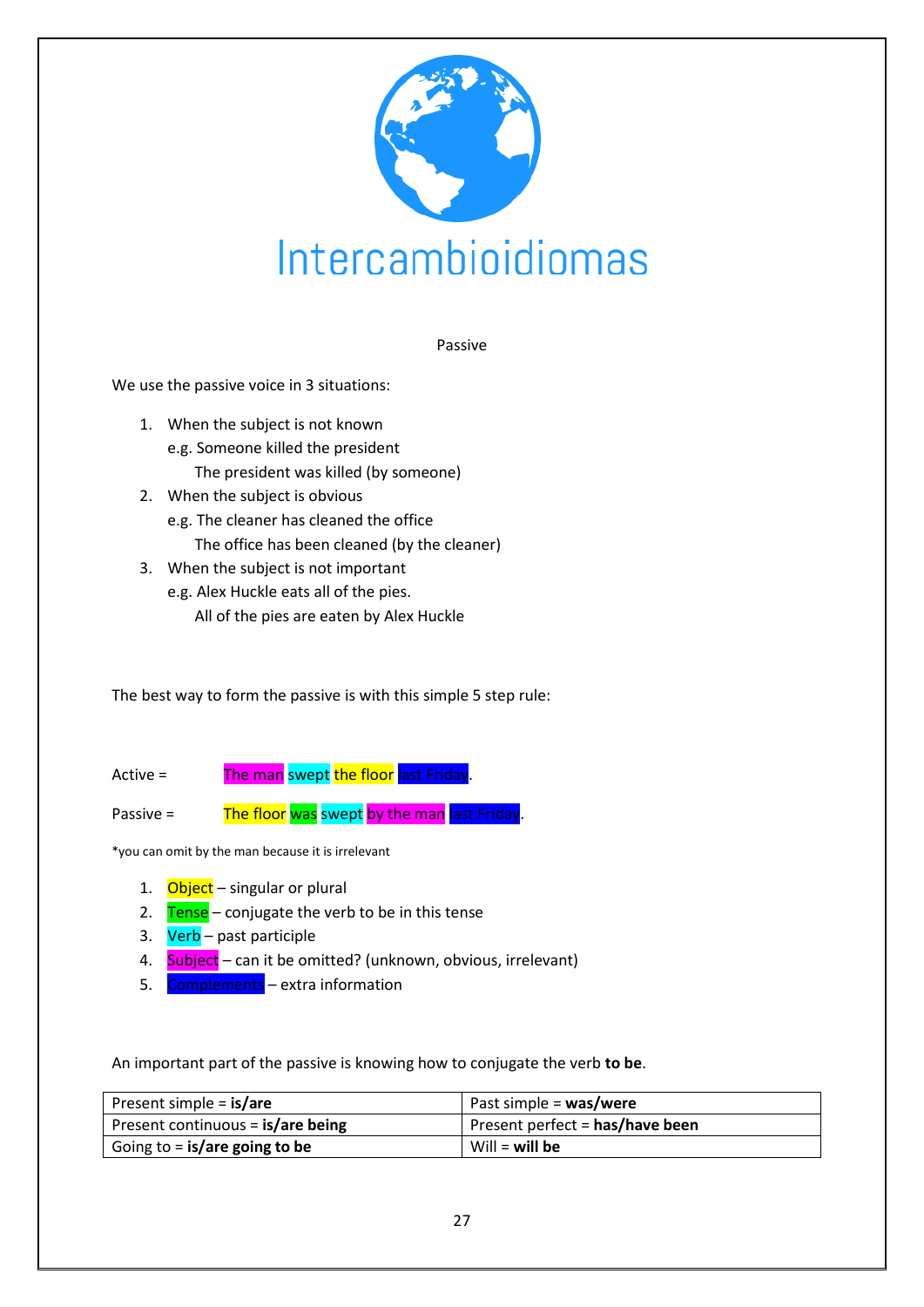# Intercambioidiomas

## Passive

We use the passive voice in 3 situations:

1. When the subject is not known
   e.g. Someone killed the president
   The president was killed (by someone)
2. When the subject is obvious
   e.g. The cleaner has cleaned the office
   The office has been cleaned (by the cleaner)
3. When the subject is not important
   e.g. Alex Huckle eats all of the pies.
   All of the pies are eaten by Alex Huckle

The best way to form the passive is with this simple 5 step rule:

Active = The man swept the floor last Friday.

Passive = The floor was swept by the man last Friday.

*you can omit by the man because it is irrelevant

1. Object – singular or plural
2. Tense – conjugate the verb to be in this tense
3. Verb – past participle
4. Subject – can it be omitted? (unknown, obvious, irrelevant)
5. Complements – extra information

An important part of the passive is knowing how to conjugate the verb **to be**.

| | |
|---|---|
| Present simple = **is/are** | Past simple = **was/were** |
| Present continuous = **is/are being** | Present perfect = **has/have been** |
| Going to = **is/are going to be** | Will = **will be** |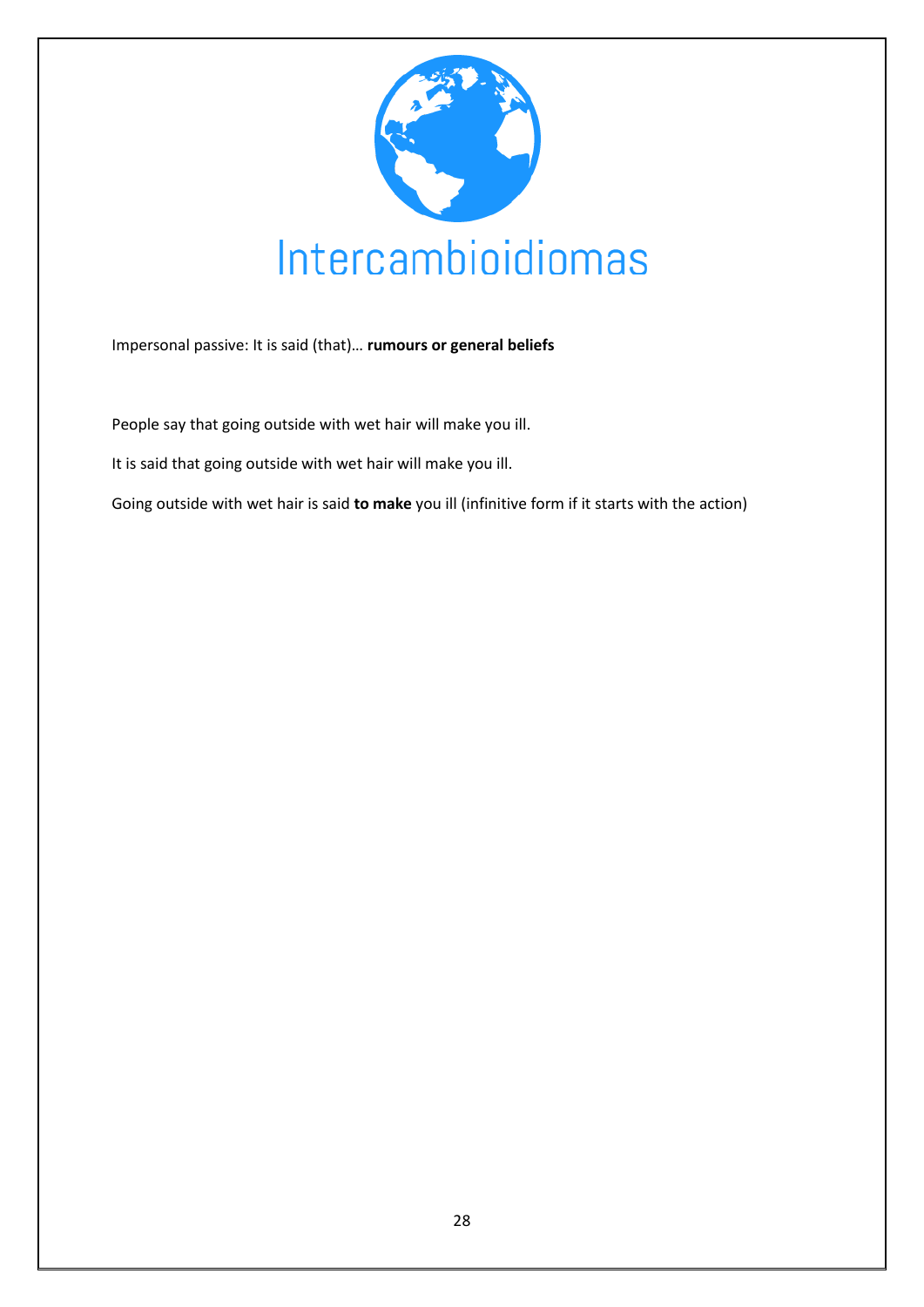Impersonal passive: It is said (that)… **rumours or general beliefs**

People say that going outside with wet hair will make you ill.

It is said that going outside with wet hair will make you ill.

Going outside with wet hair is said **to make** you ill (infinitive form if it starts with the action)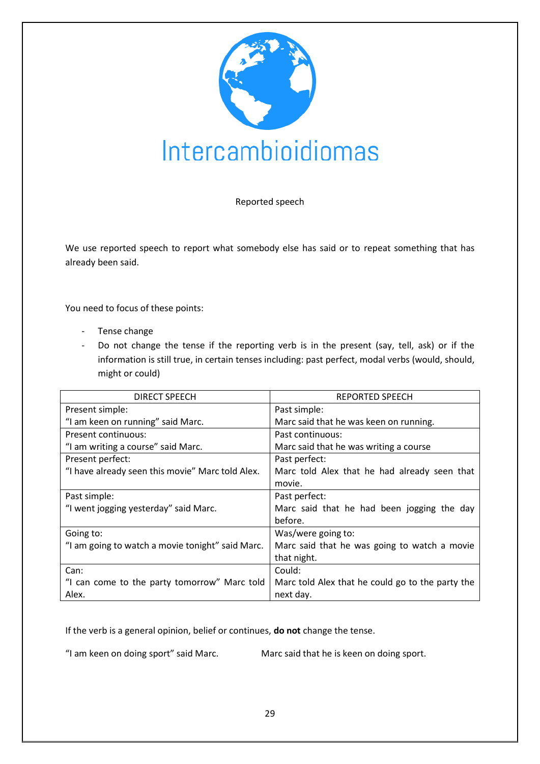Intercambioidiomas

## Reported speech

We use reported speech to report what somebody else has said or to repeat something that has already been said.

You need to focus of these points:

- Tense change
- Do not change the tense if the reporting verb is in the present (say, tell, ask) or if the information is still true, in certain tenses including: past perfect, modal verbs (would, should, might or could)

| DIRECT SPEECH | REPORTED SPEECH |
|---|---|
| Present simple:<br>"I am keen on running" said Marc. | Past simple:<br>Marc said that he was keen on running. |
| Present continuous:<br>"I am writing a course" said Marc. | Past continuous:<br>Marc said that he was writing a course |
| Present perfect:<br>"I have already seen this movie" Marc told Alex. | Past perfect:<br>Marc told Alex that he had already seen that movie. |
| Past simple:<br>"I went jogging yesterday" said Marc. | Past perfect:<br>Marc said that he had been jogging the day before. |
| Going to:<br>"I am going to watch a movie tonight" said Marc. | Was/were going to:<br>Marc said that he was going to watch a movie that night. |
| Can:<br>"I can come to the party tomorrow" Marc told Alex. | Could:<br>Marc told Alex that he could go to the party the next day. |

If the verb is a general opinion, belief or continues, **do not** change the tense.

"I am keen on doing sport" said Marc. Marc said that he is keen on doing sport.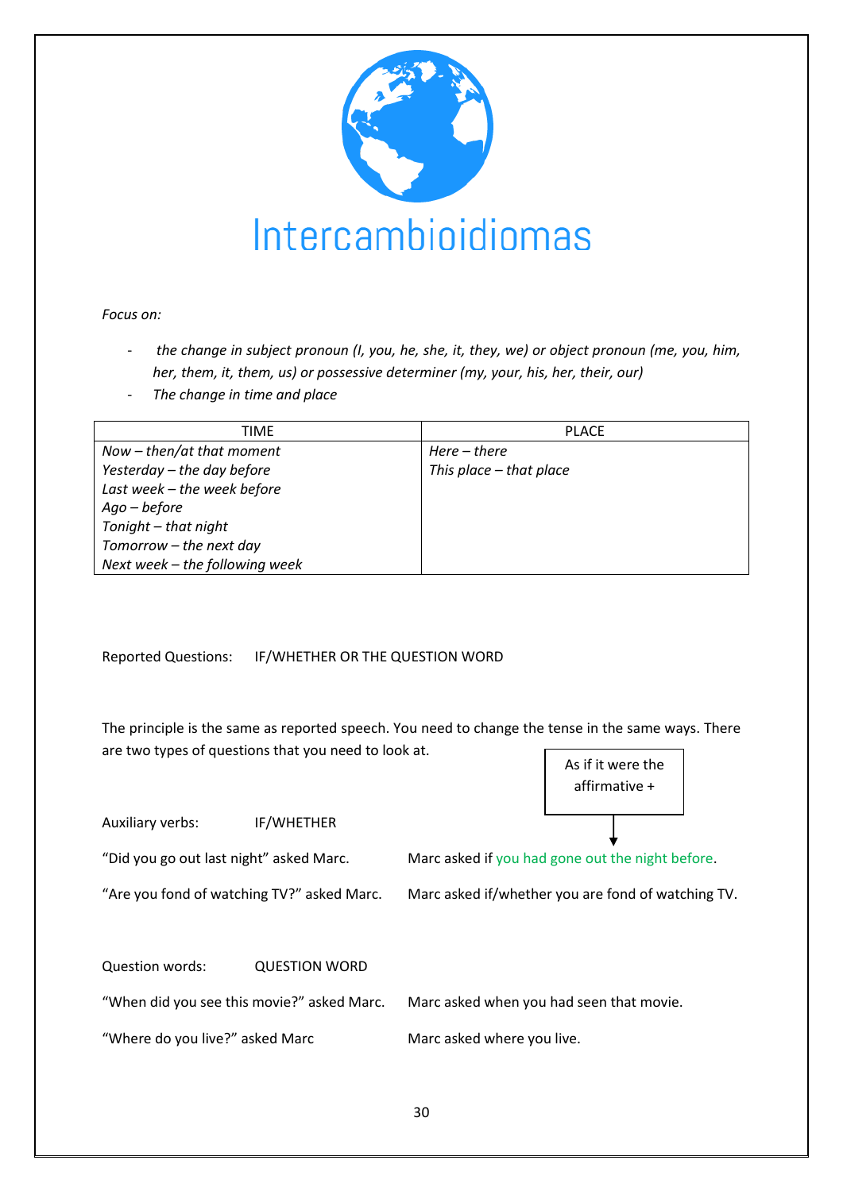Intercambioidiomas

*Focus on:*

- *the change in subject pronoun (I, you, he, she, it, they, we) or object pronoun (me, you, him, her, them, it, them, us) or possessive determiner (my, your, his, her, their, our)*
- *The change in time and place*

| TIME | PLACE |
|---|---|
| *Now – then/at that moment* | *Here – there* |
| *Yesterday – the day before* | *This place – that place* |
| *Last week – the week before* | |
| *Ago – before* | |
| *Tonight – that night* | |
| *Tomorrow – the next day* | |
| *Next week – the following week* | |

Reported Questions: IF/WHETHER OR THE QUESTION WORD

The principle is the same as reported speech. You need to change the tense in the same ways. There are two types of questions that you need to look at.

As if it were the affirmative +

Auxiliary verbs: IF/WHETHER

"Did you go out last night" asked Marc. — Marc asked if you had gone out the night before.

"Are you fond of watching TV?" asked Marc. — Marc asked if/whether you are fond of watching TV.

Question words: QUESTION WORD

"When did you see this movie?" asked Marc. — Marc asked when you had seen that movie.

"Where do you live?" asked Marc — Marc asked where you live.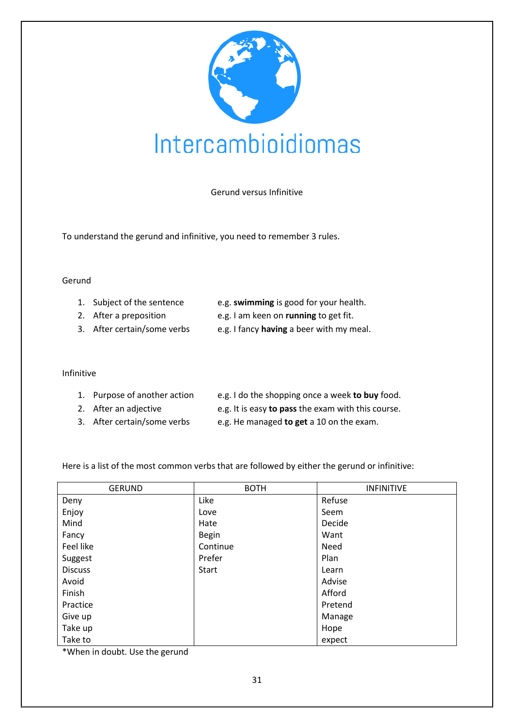Intercambioidiomas

## Gerund versus Infinitive

To understand the gerund and infinitive, you need to remember 3 rules.

### Gerund

1. Subject of the sentence — e.g. **swimming** is good for your health.
2. After a preposition — e.g. I am keen on **running** to get fit.
3. After certain/some verbs — e.g. I fancy **having** a beer with my meal.

### Infinitive

1. Purpose of another action — e.g. I do the shopping once a week **to buy** food.
2. After an adjective — e.g. It is easy **to pass** the exam with this course.
3. After certain/some verbs — e.g. He managed **to get** a 10 on the exam.

Here is a list of the most common verbs that are followed by either the gerund or infinitive:

| GERUND | BOTH | INFINITIVE |
|---|---|---|
| Deny | Like | Refuse |
| Enjoy | Love | Seem |
| Mind | Hate | Decide |
| Fancy | Begin | Want |
| Feel like | Continue | Need |
| Suggest | Prefer | Plan |
| Discuss | Start | Learn |
| Avoid | | Advise |
| Finish | | Afford |
| Practice | | Pretend |
| Give up | | Manage |
| Take up | | Hope |
| Take to | | expect |

*When in doubt. Use the gerund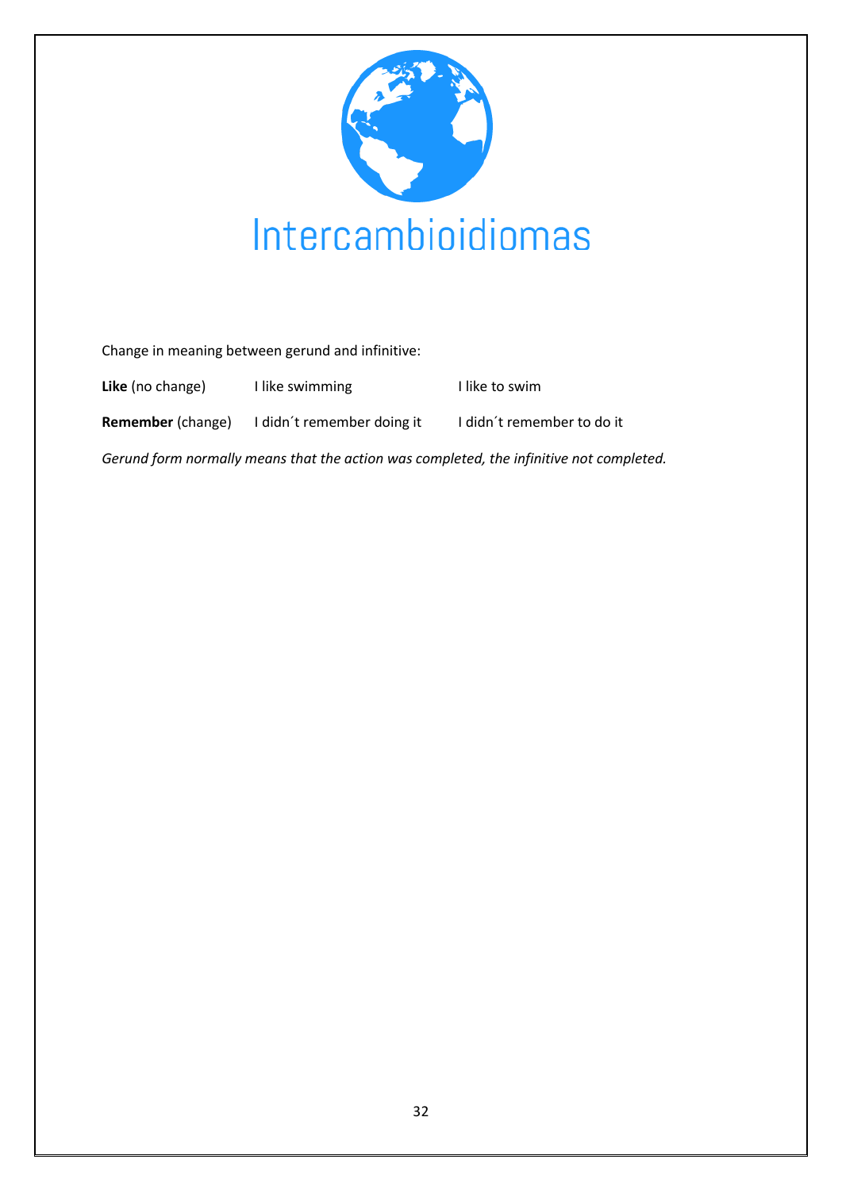Intercambioidiomas

Change in meaning between gerund and infinitive:

| | | |
|---|---|---|
| **Like** (no change) | I like swimming | I like to swim |
| **Remember** (change) | I didn´t remember doing it | I didn´t remember to do it |

*Gerund form normally means that the action was completed, the infinitive not completed.*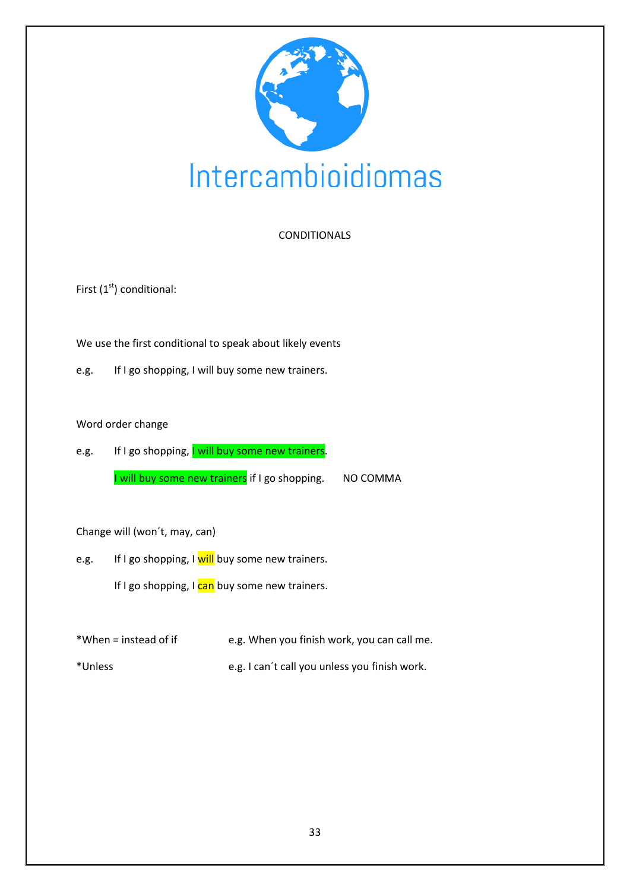Intercambioidiomas

## CONDITIONALS

First ($1^{st}$) conditional:

We use the first conditional to speak about likely events

e.g. If I go shopping, I will buy some new trainers.

Word order change

e.g. If I go shopping, I will buy some new trainers.

I will buy some new trainers if I go shopping. NO COMMA

Change will (won´t, may, can)

e.g. If I go shopping, I will buy some new trainers.

If I go shopping, I can buy some new trainers.

*When = instead of if — e.g. When you finish work, you can call me.

*Unless — e.g. I can´t call you unless you finish work.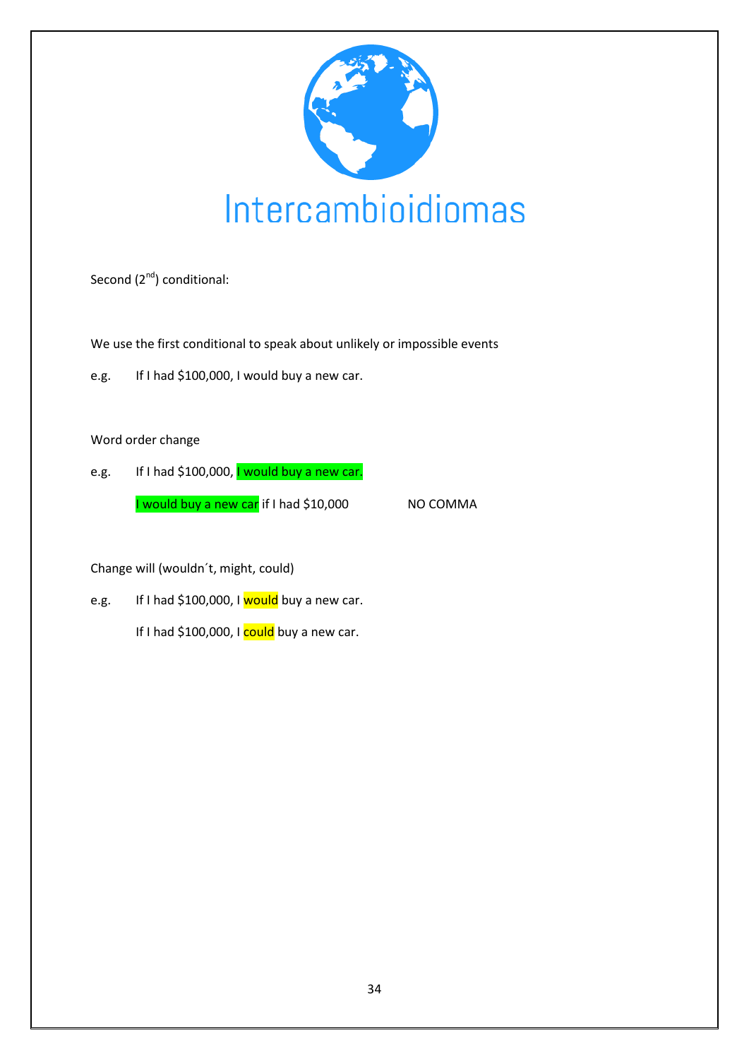Intercambioidiomas

Second (2[nd]) conditional:

We use the first conditional to speak about unlikely or impossible events

e.g. If I had $100,000, I would buy a new car.

Word order change

e.g. If I had $100,000, I would buy a new car.

I would buy a new car if I had $10,000 NO COMMA

Change will (wouldn´t, might, could)

e.g. If I had $100,000, I would buy a new car.

If I had $100,000, I could buy a new car.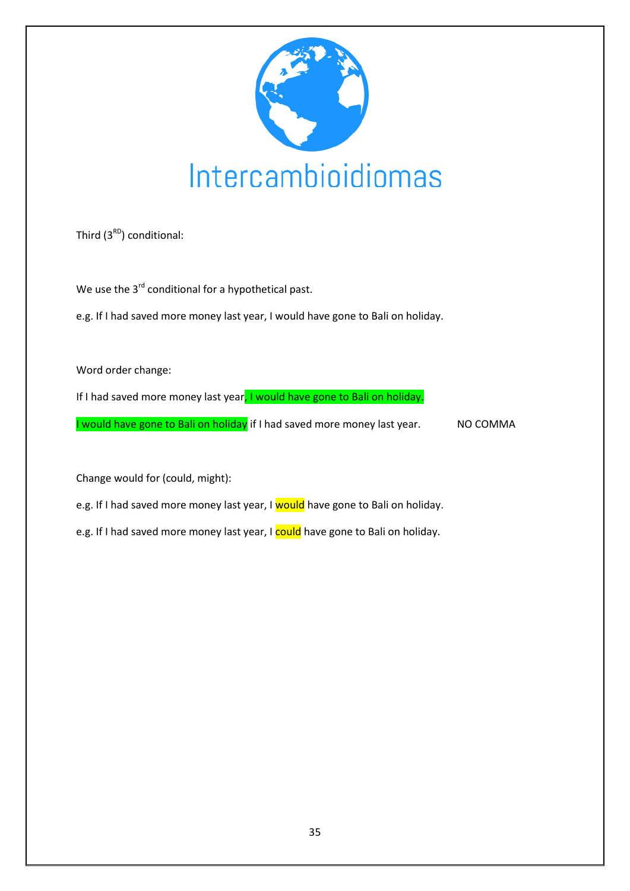Intercambioidiomas

Third (3[RD]) conditional:

We use the 3[rd] conditional for a hypothetical past.

e.g. If I had saved more money last year, I would have gone to Bali on holiday.

Word order change:

If I had saved more money last year, I would have gone to Bali on holiday.

I would have gone to Bali on holiday if I had saved more money last year. NO COMMA

Change would for (could, might):

e.g. If I had saved more money last year, I would have gone to Bali on holiday.

e.g. If I had saved more money last year, I could have gone to Bali on holiday.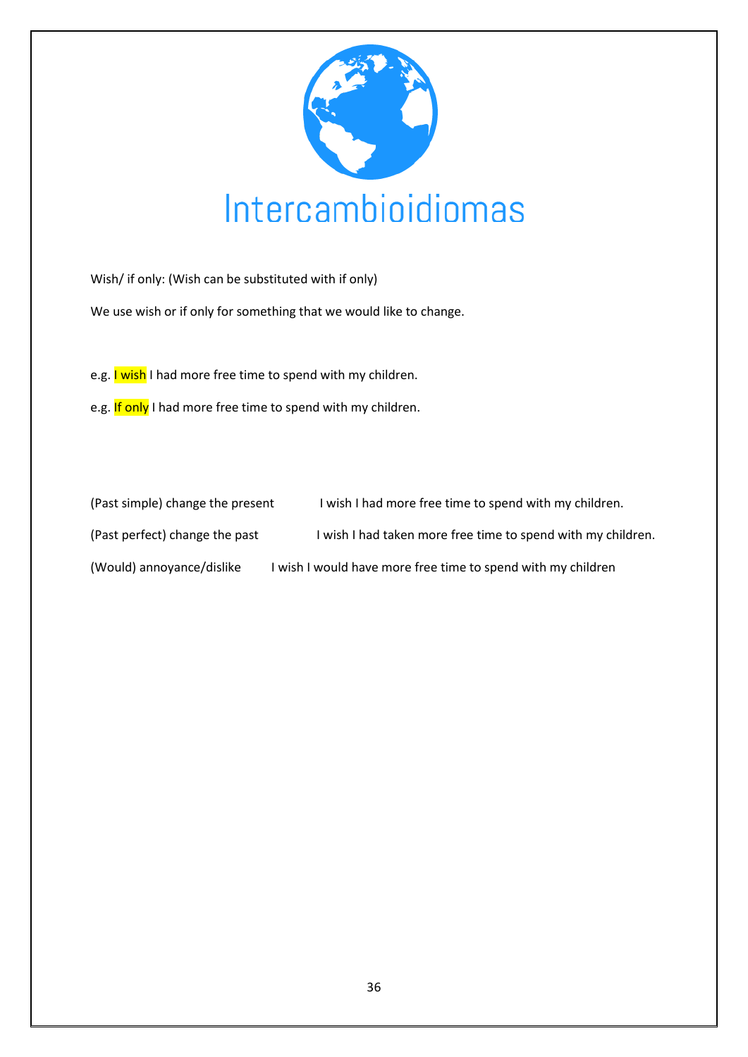Wish/ if only: (Wish can be substituted with if only)

We use wish or if only for something that we would like to change.

e.g. I wish I had more free time to spend with my children.

e.g. If only I had more free time to spend with my children.

| | |
|---|---|
| (Past simple) change the present | I wish I had more free time to spend with my children. |
| (Past perfect) change the past | I wish I had taken more free time to spend with my children. |
| (Would) annoyance/dislike | I wish I would have more free time to spend with my children |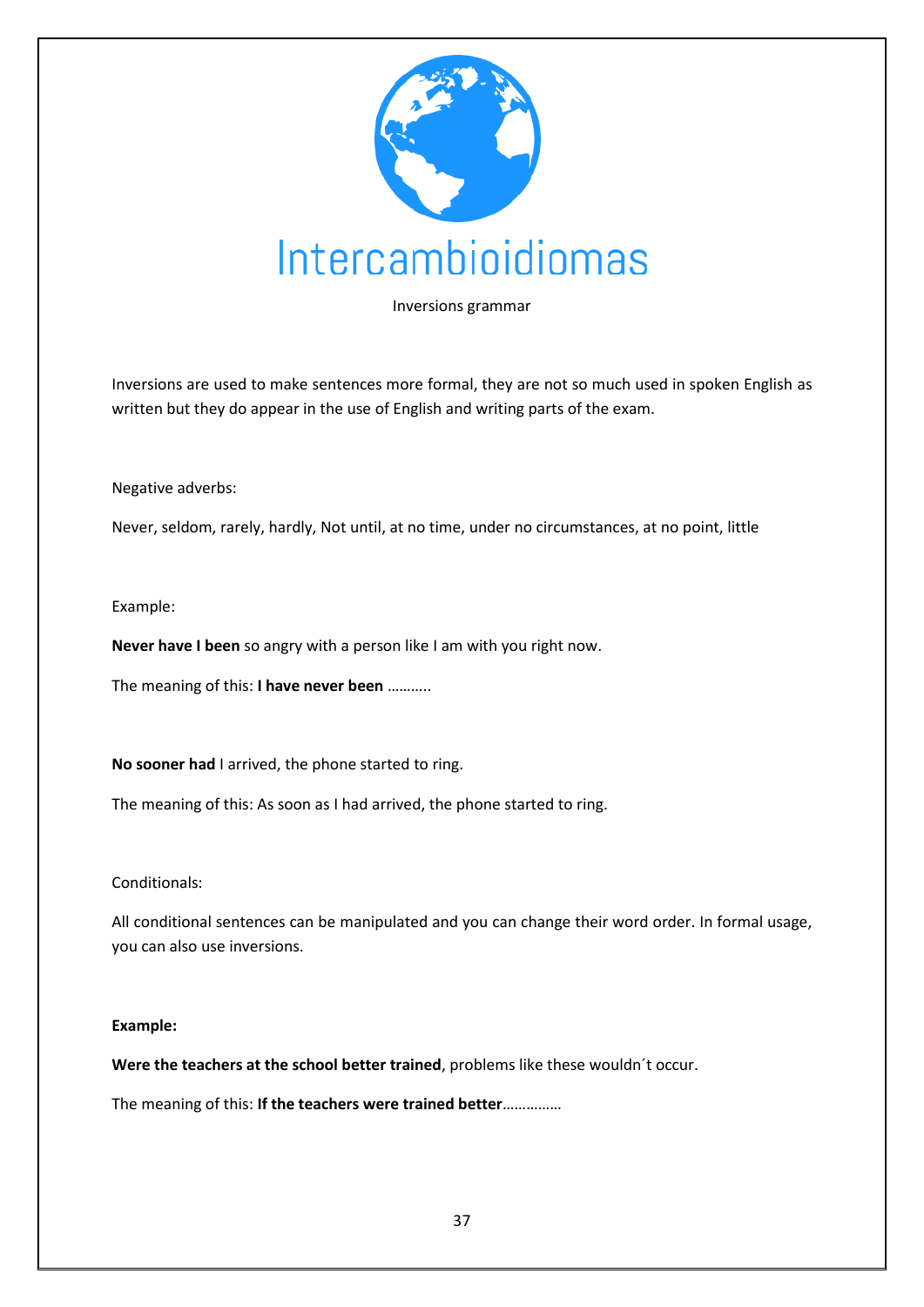# Intercambioidiomas

Inversions grammar

Inversions are used to make sentences more formal, they are not so much used in spoken English as written but they do appear in the use of English and writing parts of the exam.

Negative adverbs:

Never, seldom, rarely, hardly, Not until, at no time, under no circumstances, at no point, little

Example:

**Never have I been** so angry with a person like I am with you right now.

The meaning of this: **I have never been** ………..

**No sooner had** I arrived, the phone started to ring.

The meaning of this: As soon as I had arrived, the phone started to ring.

Conditionals:

All conditional sentences can be manipulated and you can change their word order. In formal usage, you can also use inversions.

**Example:**

**Were the teachers at the school better trained**, problems like these wouldn´t occur.

The meaning of this: **If the teachers were trained better**……………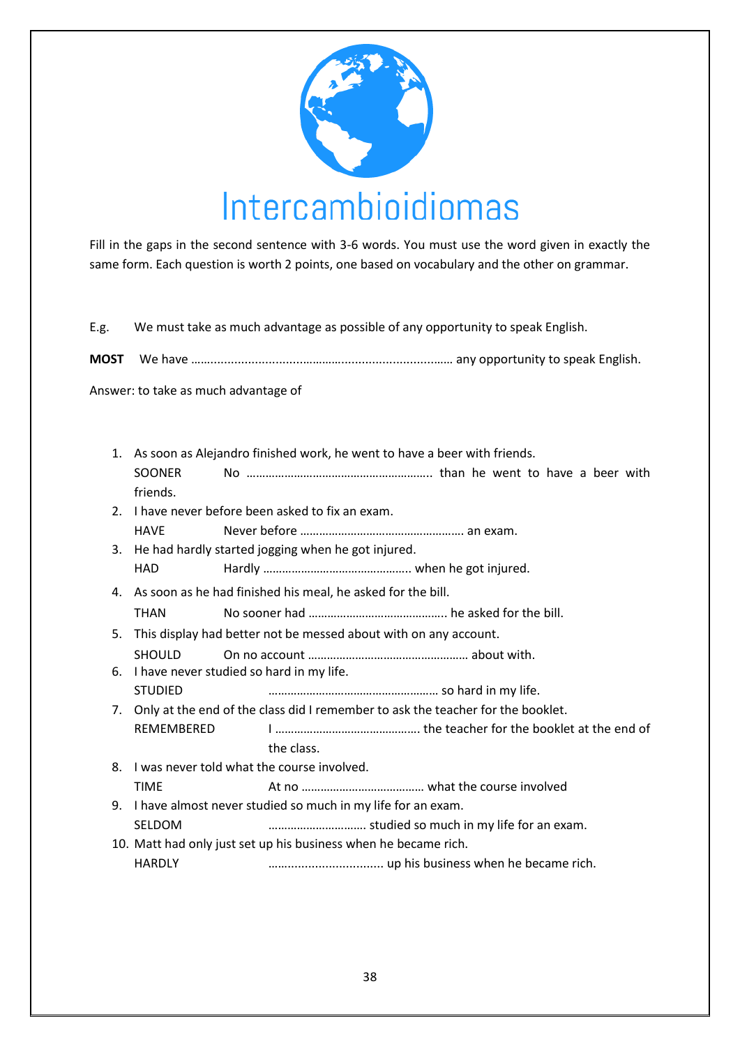# Intercambioidiomas

Fill in the gaps in the second sentence with 3-6 words. You must use the word given in exactly the same form. Each question is worth 2 points, one based on vocabulary and the other on grammar.

E.g. We must take as much advantage as possible of any opportunity to speak English.

**MOST** We have ……………………………………………………………… any opportunity to speak English.

Answer: to take as much advantage of

1. As soon as Alejandro finished work, he went to have a beer with friends.
   SOONER No ………………………………………………….. than he went to have a beer with friends.
2. I have never before been asked to fix an exam.
   HAVE Never before ……………………………………………. an exam.
3. He had hardly started jogging when he got injured.
   HAD Hardly ……………………………………….. when he got injured.
4. As soon as he had finished his meal, he asked for the bill.
   THAN No sooner had …………………………………….. he asked for the bill.
5. This display had better not be messed about with on any account.
   SHOULD On no account …………………………………………… about with.
6. I have never studied so hard in my life.
   STUDIED ……………………………………………… so hard in my life.
7. Only at the end of the class did I remember to ask the teacher for the booklet.
   REMEMBERED I ………………………………………. the teacher for the booklet at the end of the class.
8. I was never told what the course involved.
   TIME At no ………………………………… what the course involved
9. I have almost never studied so much in my life for an exam.
   SELDOM ………………………… studied so much in my life for an exam.
10. Matt had only just set up his business when he became rich.
    HARDLY …………………………… up his business when he became rich.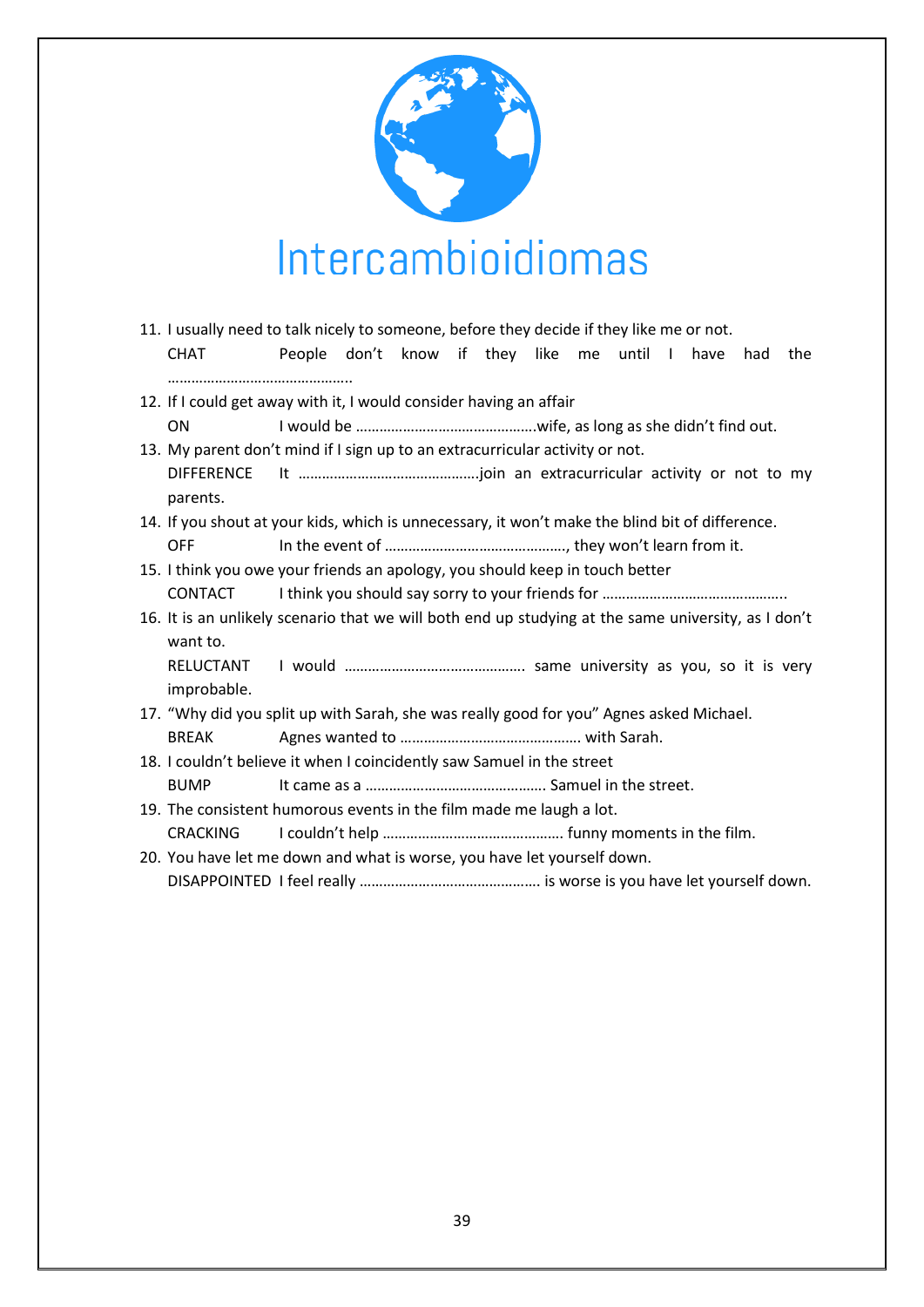# Intercambioidiomas

11. I usually need to talk nicely to someone, before they decide if they like me or not.
    CHAT People don't know if they like me until I have had the ………………………………………..
12. If I could get away with it, I would consider having an affair
    ON I would be ……………………………………….wife, as long as she didn't find out.
13. My parent don't mind if I sign up to an extracurricular activity or not.
    DIFFERENCE It ……………………………………….join an extracurricular activity or not to my parents.
14. If you shout at your kids, which is unnecessary, it won't make the blind bit of difference.
    OFF In the event of ………………………………………., they won't learn from it.
15. I think you owe your friends an apology, you should keep in touch better
    CONTACT I think you should say sorry to your friends for ………………………………………..
16. It is an unlikely scenario that we will both end up studying at the same university, as I don't want to.
    RELUCTANT I would ………………………………………. same university as you, so it is very improbable.
17. "Why did you split up with Sarah, she was really good for you" Agnes asked Michael.
    BREAK Agnes wanted to ………………………………………. with Sarah.
18. I couldn't believe it when I coincidently saw Samuel in the street
    BUMP It came as a ………………………………………. Samuel in the street.
19. The consistent humorous events in the film made me laugh a lot.
    CRACKING I couldn't help ………………………………………. funny moments in the film.
20. You have let me down and what is worse, you have let yourself down.
    DISAPPOINTED I feel really ………………………………………. is worse is you have let yourself down.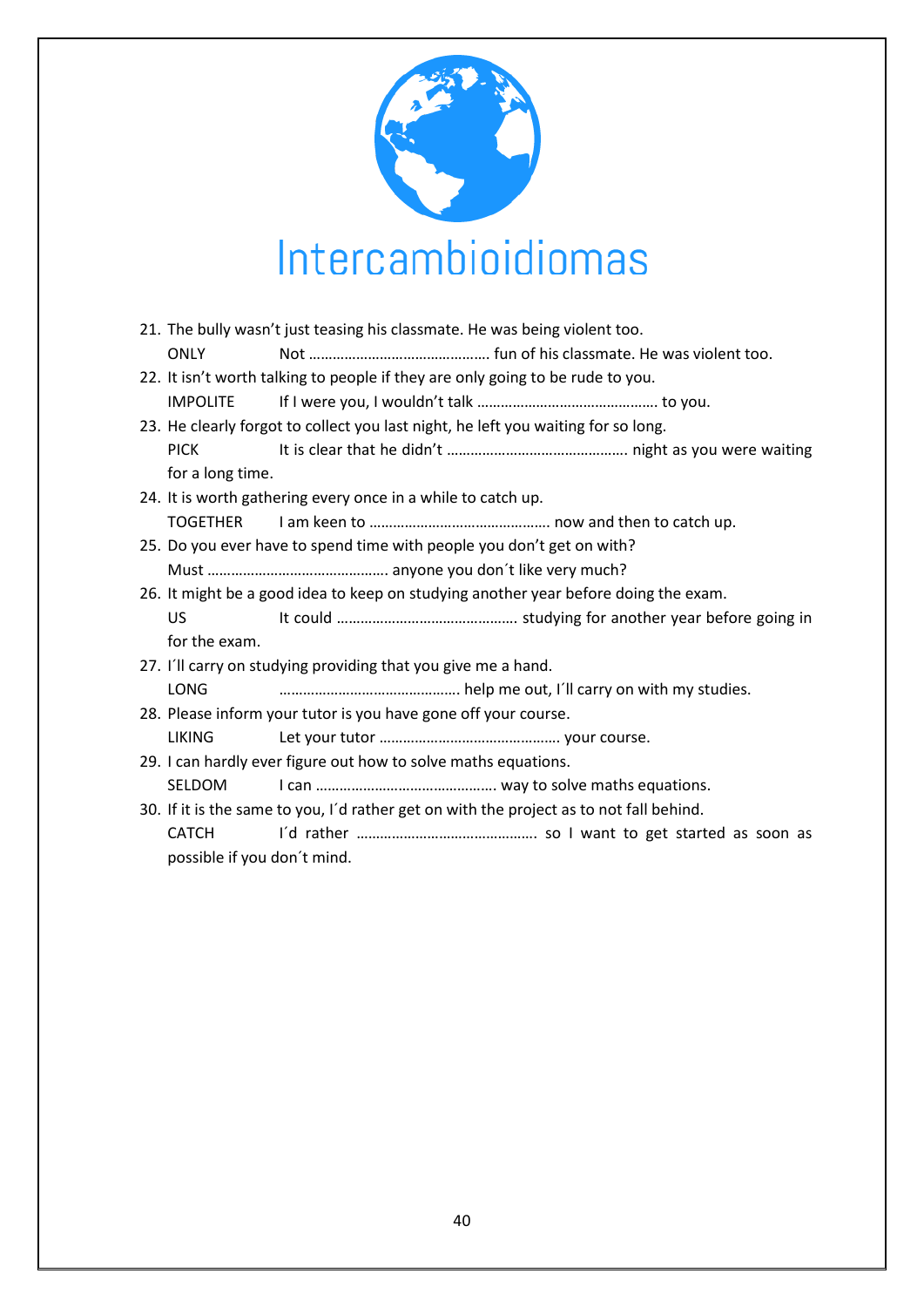# Intercambioidiomas

21. The bully wasn't just teasing his classmate. He was being violent too.
    ONLY Not ………………………………………. fun of his classmate. He was violent too.
22. It isn't worth talking to people if they are only going to be rude to you.
    IMPOLITE If I were you, I wouldn't talk ………………………………………. to you.
23. He clearly forgot to collect you last night, he left you waiting for so long.
    PICK It is clear that he didn't ………………………………………. night as you were waiting for a long time.
24. It is worth gathering every once in a while to catch up.
    TOGETHER I am keen to ………………………………………. now and then to catch up.
25. Do you ever have to spend time with people you don't get on with?
    Must ………………………………………. anyone you don´t like very much?
26. It might be a good idea to keep on studying another year before doing the exam.
    US It could ………………………………………. studying for another year before going in for the exam.
27. I´ll carry on studying providing that you give me a hand.
    LONG ………………………………………. help me out, I´ll carry on with my studies.
28. Please inform your tutor is you have gone off your course.
    LIKING Let your tutor ………………………………………. your course.
29. I can hardly ever figure out how to solve maths equations.
    SELDOM I can ………………………………………. way to solve maths equations.
30. If it is the same to you, I´d rather get on with the project as to not fall behind.
    CATCH I´d rather ………………………………………. so I want to get started as soon as possible if you don´t mind.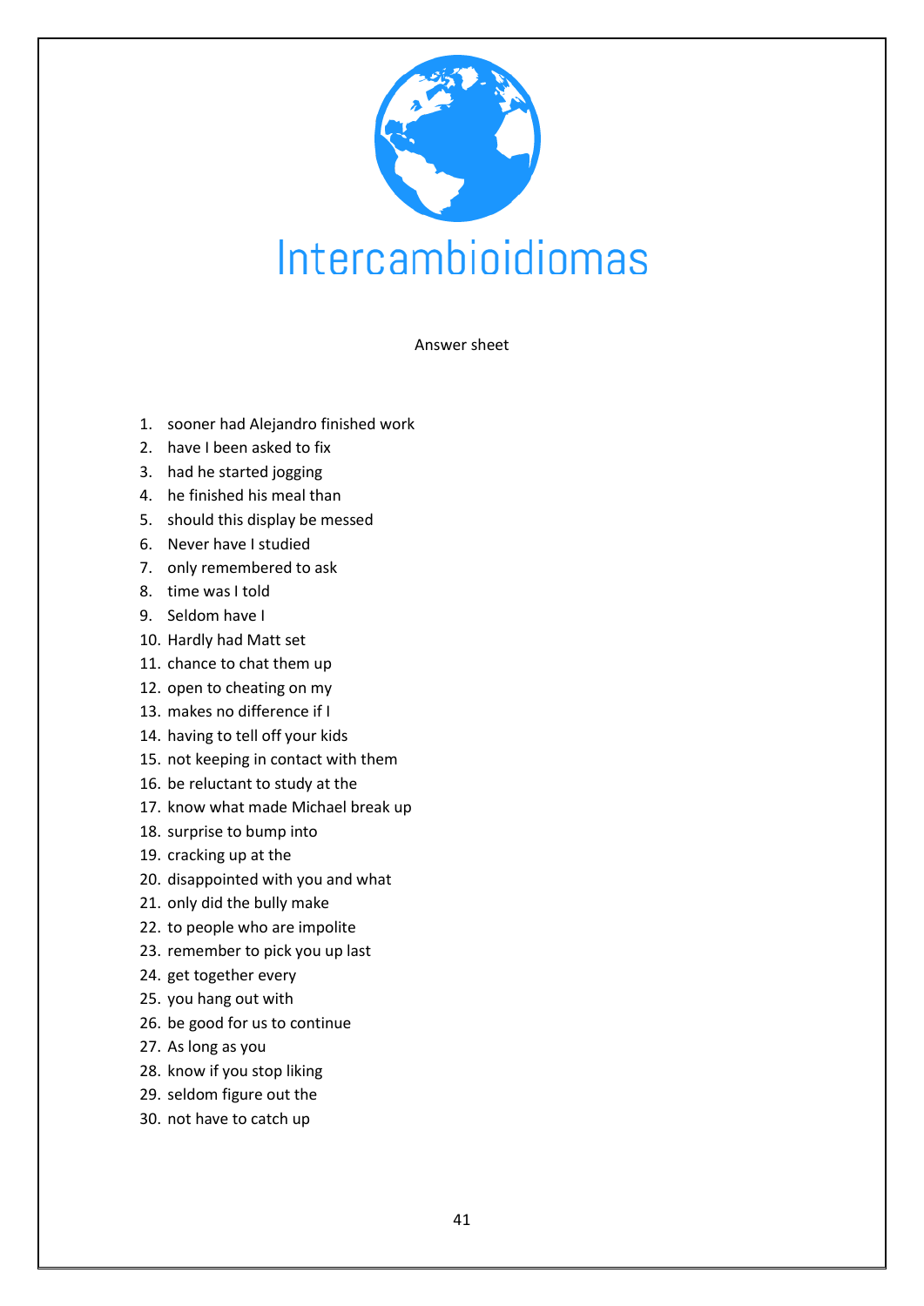Intercambioidiomas

Answer sheet

1. sooner had Alejandro finished work
2. have I been asked to fix
3. had he started jogging
4. he finished his meal than
5. should this display be messed
6. Never have I studied
7. only remembered to ask
8. time was I told
9. Seldom have I
10. Hardly had Matt set
11. chance to chat them up
12. open to cheating on my
13. makes no difference if I
14. having to tell off your kids
15. not keeping in contact with them
16. be reluctant to study at the
17. know what made Michael break up
18. surprise to bump into
19. cracking up at the
20. disappointed with you and what
21. only did the bully make
22. to people who are impolite
23. remember to pick you up last
24. get together every
25. you hang out with
26. be good for us to continue
27. As long as you
28. know if you stop liking
29. seldom figure out the
30. not have to catch up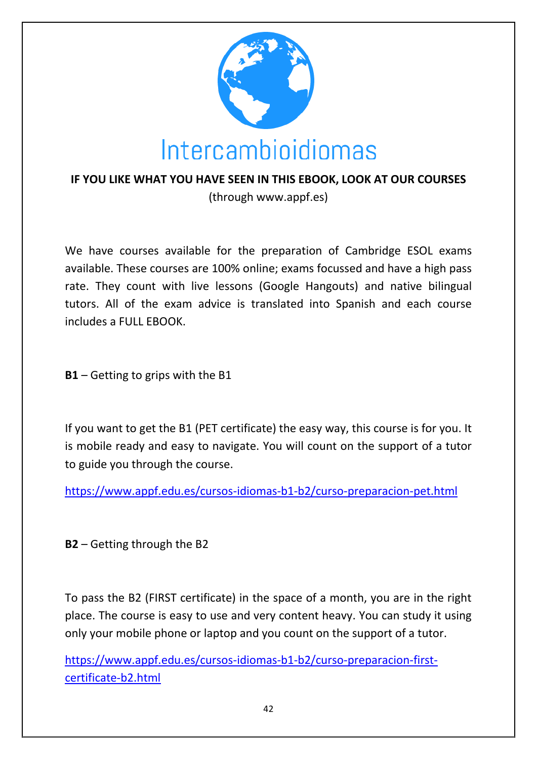# Intercambioidiomas

**IF YOU LIKE WHAT YOU HAVE SEEN IN THIS EBOOK, LOOK AT OUR COURSES**

(through www.appf.es)

We have courses available for the preparation of Cambridge ESOL exams available. These courses are 100% online; exams focussed and have a high pass rate. They count with live lessons (Google Hangouts) and native bilingual tutors. All of the exam advice is translated into Spanish and each course includes a FULL EBOOK.

**B1** – Getting to grips with the B1

If you want to get the B1 (PET certificate) the easy way, this course is for you. It is mobile ready and easy to navigate. You will count on the support of a tutor to guide you through the course.

https://www.appf.edu.es/cursos-idiomas-b1-b2/curso-preparacion-pet.html

**B2** – Getting through the B2

To pass the B2 (FIRST certificate) in the space of a month, you are in the right place. The course is easy to use and very content heavy. You can study it using only your mobile phone or laptop and you count on the support of a tutor.

https://www.appf.edu.es/cursos-idiomas-b1-b2/curso-preparacion-first-certificate-b2.html